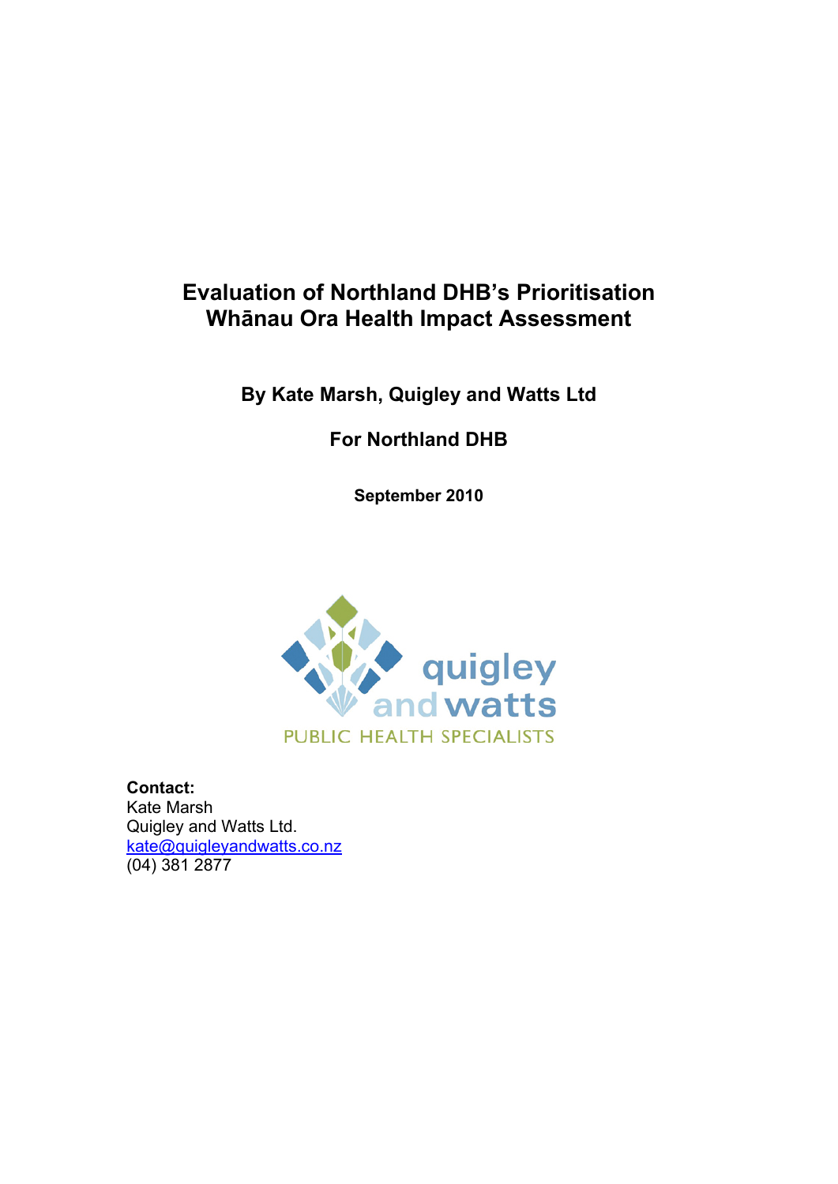# Evaluation of Northland DHB's Prioritisation Whānau Ora Health Impact Assessment

**By Kate Marsh, Quigley and Watts Ltd**

**For Northland DHB**

**September 2010**

quigley and watts

PUBLIC HEALTH SPECIALISTS

**Contact:**
Kate Marsh
Quigley and Watts Ltd.
kate@quigleyandwatts.co.nz
(04) 381 2877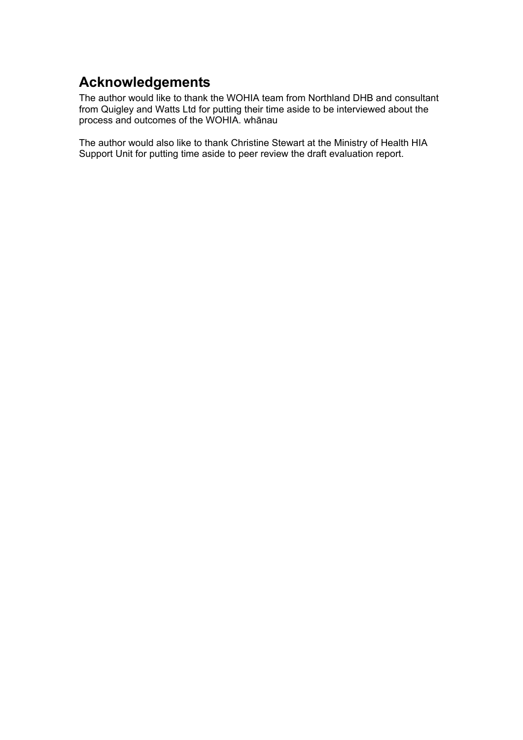# Acknowledgements

The author would like to thank the WOHIA team from Northland DHB and consultant from Quigley and Watts Ltd for putting their time aside to be interviewed about the process and outcomes of the WOHIA. whānau

The author would also like to thank Christine Stewart at the Ministry of Health HIA Support Unit for putting time aside to peer review the draft evaluation report.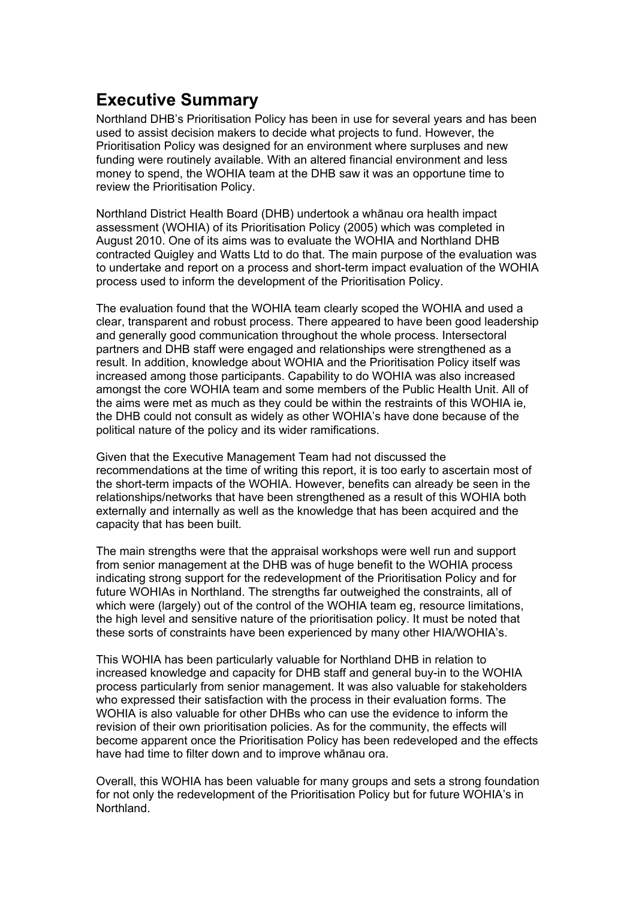# Executive Summary

Northland DHB's Prioritisation Policy has been in use for several years and has been used to assist decision makers to decide what projects to fund. However, the Prioritisation Policy was designed for an environment where surpluses and new funding were routinely available. With an altered financial environment and less money to spend, the WOHIA team at the DHB saw it was an opportune time to review the Prioritisation Policy.

Northland District Health Board (DHB) undertook a whānau ora health impact assessment (WOHIA) of its Prioritisation Policy (2005) which was completed in August 2010. One of its aims was to evaluate the WOHIA and Northland DHB contracted Quigley and Watts Ltd to do that. The main purpose of the evaluation was to undertake and report on a process and short-term impact evaluation of the WOHIA process used to inform the development of the Prioritisation Policy.

The evaluation found that the WOHIA team clearly scoped the WOHIA and used a clear, transparent and robust process. There appeared to have been good leadership and generally good communication throughout the whole process. Intersectoral partners and DHB staff were engaged and relationships were strengthened as a result. In addition, knowledge about WOHIA and the Prioritisation Policy itself was increased among those participants. Capability to do WOHIA was also increased amongst the core WOHIA team and some members of the Public Health Unit. All of the aims were met as much as they could be within the restraints of this WOHIA ie, the DHB could not consult as widely as other WOHIA's have done because of the political nature of the policy and its wider ramifications.

Given that the Executive Management Team had not discussed the recommendations at the time of writing this report, it is too early to ascertain most of the short-term impacts of the WOHIA. However, benefits can already be seen in the relationships/networks that have been strengthened as a result of this WOHIA both externally and internally as well as the knowledge that has been acquired and the capacity that has been built.

The main strengths were that the appraisal workshops were well run and support from senior management at the DHB was of huge benefit to the WOHIA process indicating strong support for the redevelopment of the Prioritisation Policy and for future WOHIAs in Northland. The strengths far outweighed the constraints, all of which were (largely) out of the control of the WOHIA team eg, resource limitations, the high level and sensitive nature of the prioritisation policy. It must be noted that these sorts of constraints have been experienced by many other HIA/WOHIA's.

This WOHIA has been particularly valuable for Northland DHB in relation to increased knowledge and capacity for DHB staff and general buy-in to the WOHIA process particularly from senior management. It was also valuable for stakeholders who expressed their satisfaction with the process in their evaluation forms. The WOHIA is also valuable for other DHBs who can use the evidence to inform the revision of their own prioritisation policies. As for the community, the effects will become apparent once the Prioritisation Policy has been redeveloped and the effects have had time to filter down and to improve whānau ora.

Overall, this WOHIA has been valuable for many groups and sets a strong foundation for not only the redevelopment of the Prioritisation Policy but for future WOHIA's in Northland.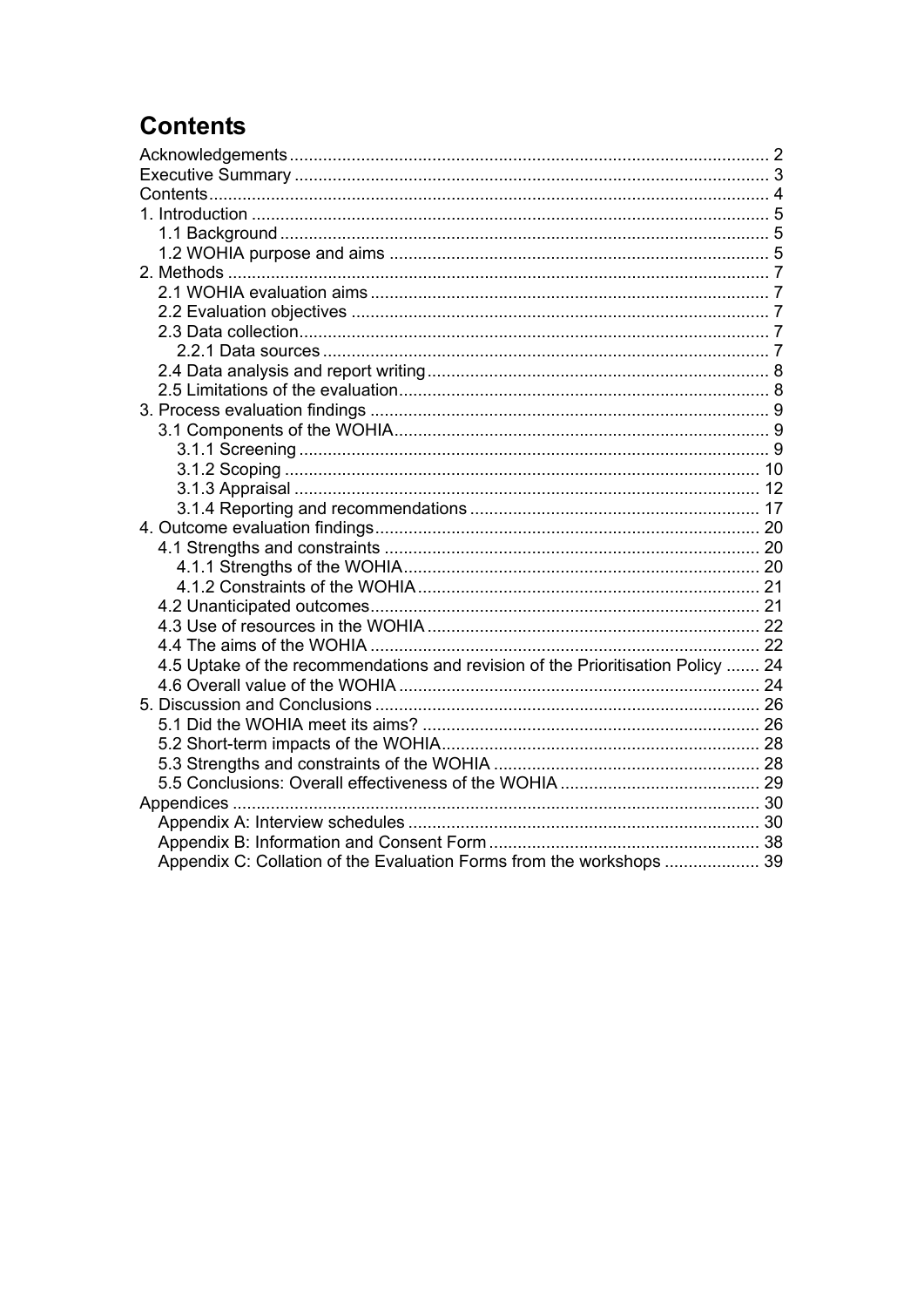# Contents

Acknowledgements .................................................................................................... 2
Executive Summary ................................................................................................... 3
Contents ..................................................................................................................... 4
1. Introduction ............................................................................................................ 5
    1.1 Background ....................................................................................................... 5
    1.2 WOHIA purpose and aims ................................................................................ 5
2. Methods .................................................................................................................. 7
    2.1 WOHIA evaluation aims .................................................................................... 7
    2.2 Evaluation objectives ........................................................................................ 7
    2.3 Data collection ................................................................................................... 7
        2.2.1 Data sources .............................................................................................. 7
    2.4 Data analysis and report writing ........................................................................ 8
    2.5 Limitations of the evaluation .............................................................................. 8
3. Process evaluation findings .................................................................................... 9
    3.1 Components of the WOHIA ............................................................................... 9
        3.1.1 Screening .................................................................................................. 9
        3.1.2 Scoping .................................................................................................... 10
        3.1.3 Appraisal .................................................................................................. 12
        3.1.4 Reporting and recommendations ............................................................. 17
4. Outcome evaluation findings ................................................................................. 20
    4.1 Strengths and constraints ............................................................................... 20
        4.1.1 Strengths of the WOHIA ........................................................................... 20
        4.1.2 Constraints of the WOHIA ........................................................................ 21
    4.2 Unanticipated outcomes .................................................................................. 21
    4.3 Use of resources in the WOHIA ...................................................................... 22
    4.4 The aims of the WOHIA .................................................................................. 22
    4.5 Uptake of the recommendations and revision of the Prioritisation Policy ....... 24
    4.6 Overall value of the WOHIA ............................................................................ 24
5. Discussion and Conclusions ................................................................................. 26
    5.1 Did the WOHIA meet its aims? ....................................................................... 26
    5.2 Short-term impacts of the WOHIA ................................................................... 28
    5.3 Strengths and constraints of the WOHIA ........................................................ 28
    5.5 Conclusions: Overall effectiveness of the WOHIA .......................................... 29
Appendices .............................................................................................................. 30
    Appendix A: Interview schedules .......................................................................... 30
    Appendix B: Information and Consent Form ......................................................... 38
    Appendix C: Collation of the Evaluation Forms from the workshops .................... 39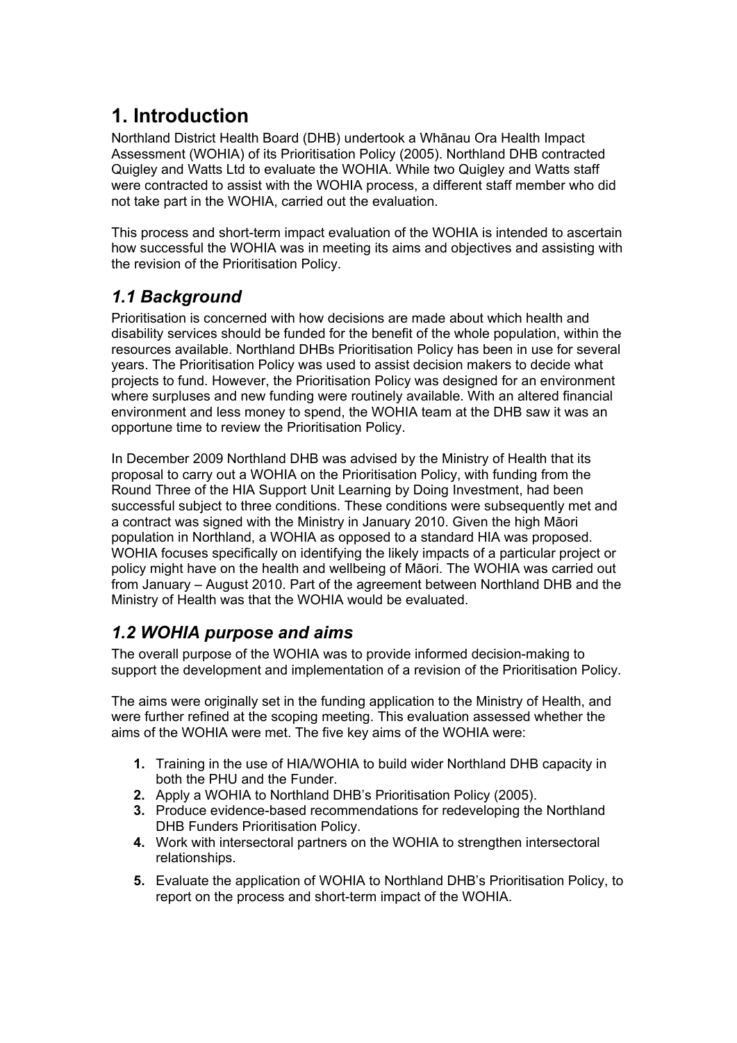# 1. Introduction

Northland District Health Board (DHB) undertook a Whānau Ora Health Impact Assessment (WOHIA) of its Prioritisation Policy (2005). Northland DHB contracted Quigley and Watts Ltd to evaluate the WOHIA. While two Quigley and Watts staff were contracted to assist with the WOHIA process, a different staff member who did not take part in the WOHIA, carried out the evaluation.

This process and short-term impact evaluation of the WOHIA is intended to ascertain how successful the WOHIA was in meeting its aims and objectives and assisting with the revision of the Prioritisation Policy.

## *1.1 Background*

Prioritisation is concerned with how decisions are made about which health and disability services should be funded for the benefit of the whole population, within the resources available. Northland DHBs Prioritisation Policy has been in use for several years. The Prioritisation Policy was used to assist decision makers to decide what projects to fund. However, the Prioritisation Policy was designed for an environment where surpluses and new funding were routinely available. With an altered financial environment and less money to spend, the WOHIA team at the DHB saw it was an opportune time to review the Prioritisation Policy.

In December 2009 Northland DHB was advised by the Ministry of Health that its proposal to carry out a WOHIA on the Prioritisation Policy, with funding from the Round Three of the HIA Support Unit Learning by Doing Investment, had been successful subject to three conditions. These conditions were subsequently met and a contract was signed with the Ministry in January 2010. Given the high Māori population in Northland, a WOHIA as opposed to a standard HIA was proposed. WOHIA focuses specifically on identifying the likely impacts of a particular project or policy might have on the health and wellbeing of Māori. The WOHIA was carried out from January – August 2010. Part of the agreement between Northland DHB and the Ministry of Health was that the WOHIA would be evaluated.

## *1.2 WOHIA purpose and aims*

The overall purpose of the WOHIA was to provide informed decision-making to support the development and implementation of a revision of the Prioritisation Policy.

The aims were originally set in the funding application to the Ministry of Health, and were further refined at the scoping meeting. This evaluation assessed whether the aims of the WOHIA were met. The five key aims of the WOHIA were:

1. Training in the use of HIA/WOHIA to build wider Northland DHB capacity in both the PHU and the Funder.
2. Apply a WOHIA to Northland DHB's Prioritisation Policy (2005).
3. Produce evidence-based recommendations for redeveloping the Northland DHB Funders Prioritisation Policy.
4. Work with intersectoral partners on the WOHIA to strengthen intersectoral relationships.
5. Evaluate the application of WOHIA to Northland DHB's Prioritisation Policy, to report on the process and short-term impact of the WOHIA.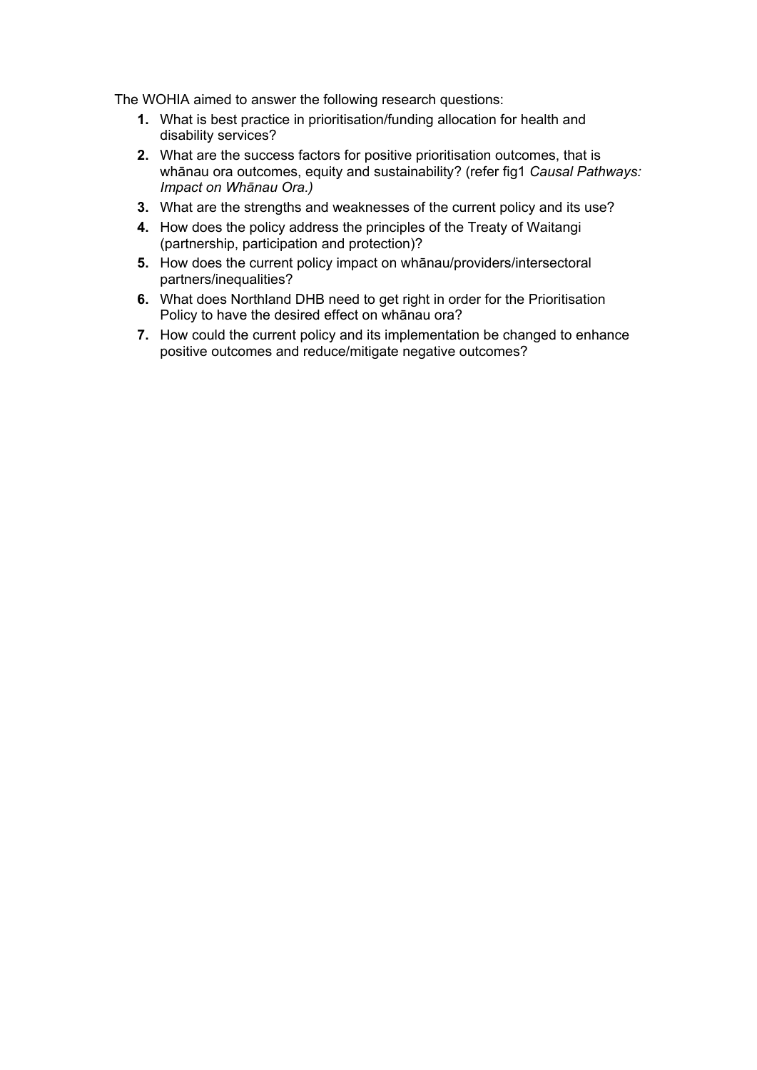The WOHIA aimed to answer the following research questions:

1. What is best practice in prioritisation/funding allocation for health and disability services?
2. What are the success factors for positive prioritisation outcomes, that is whānau ora outcomes, equity and sustainability? (refer fig1 *Causal Pathways: Impact on Whānau Ora.)*
3. What are the strengths and weaknesses of the current policy and its use?
4. How does the policy address the principles of the Treaty of Waitangi (partnership, participation and protection)?
5. How does the current policy impact on whānau/providers/intersectoral partners/inequalities?
6. What does Northland DHB need to get right in order for the Prioritisation Policy to have the desired effect on whānau ora?
7. How could the current policy and its implementation be changed to enhance positive outcomes and reduce/mitigate negative outcomes?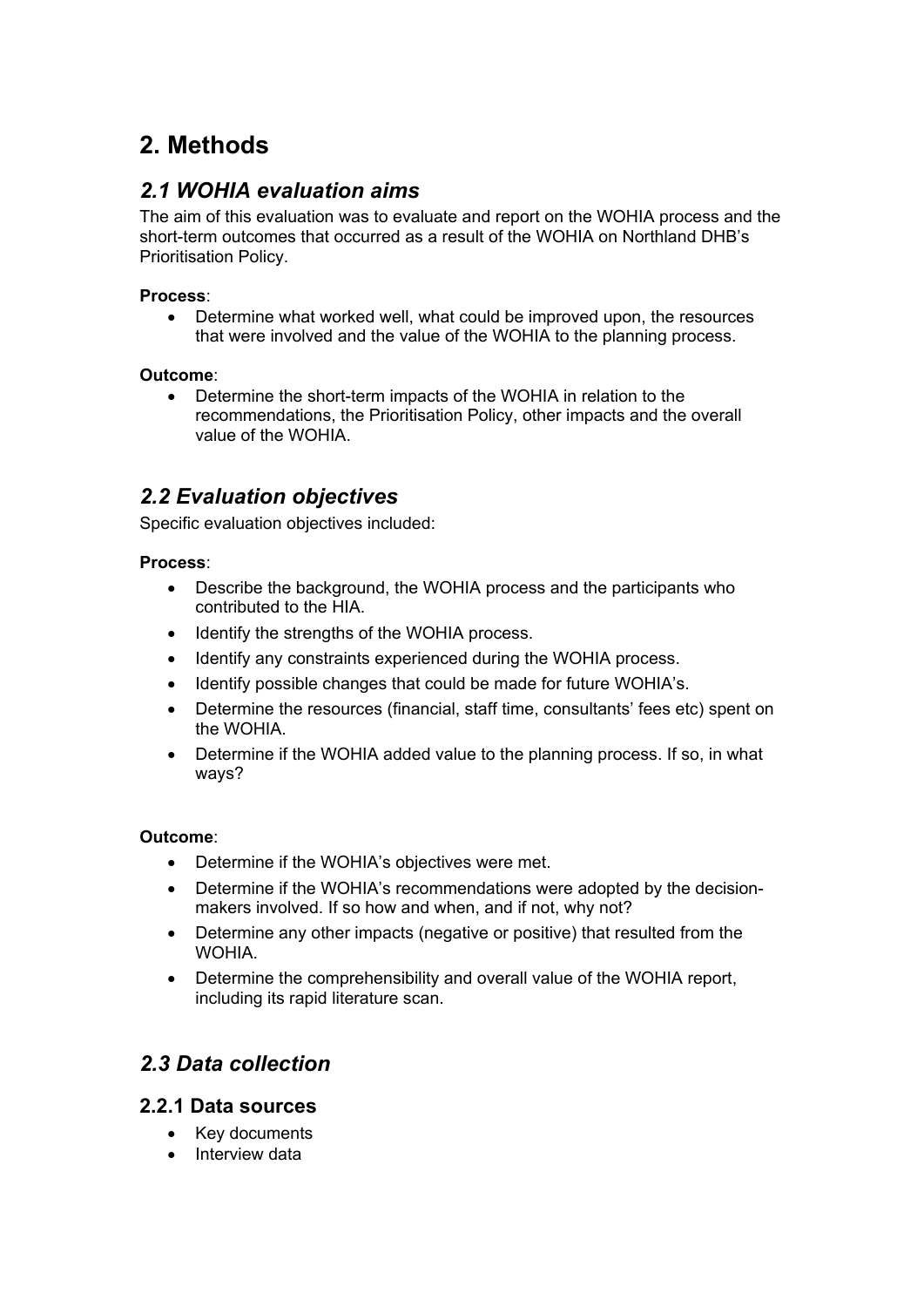# 2. Methods

## *2.1 WOHIA evaluation aims*

The aim of this evaluation was to evaluate and report on the WOHIA process and the short-term outcomes that occurred as a result of the WOHIA on Northland DHB's Prioritisation Policy.

**Process**:

- Determine what worked well, what could be improved upon, the resources that were involved and the value of the WOHIA to the planning process.

**Outcome**:

- Determine the short-term impacts of the WOHIA in relation to the recommendations, the Prioritisation Policy, other impacts and the overall value of the WOHIA.

## *2.2 Evaluation objectives*

Specific evaluation objectives included:

**Process**:

- Describe the background, the WOHIA process and the participants who contributed to the HIA.
- Identify the strengths of the WOHIA process.
- Identify any constraints experienced during the WOHIA process.
- Identify possible changes that could be made for future WOHIA's.
- Determine the resources (financial, staff time, consultants' fees etc) spent on the WOHIA.
- Determine if the WOHIA added value to the planning process. If so, in what ways?

**Outcome**:

- Determine if the WOHIA's objectives were met.
- Determine if the WOHIA's recommendations were adopted by the decision-makers involved. If so how and when, and if not, why not?
- Determine any other impacts (negative or positive) that resulted from the WOHIA.
- Determine the comprehensibility and overall value of the WOHIA report, including its rapid literature scan.

## *2.3 Data collection*

### 2.2.1 Data sources

- Key documents
- Interview data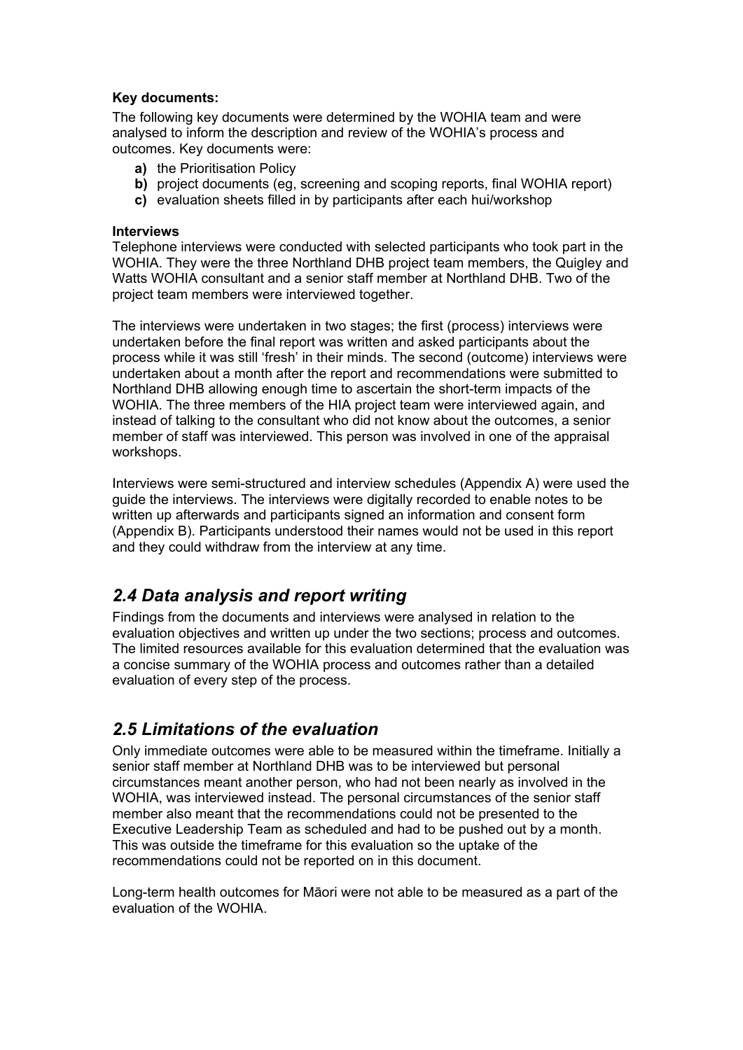**Key documents:**

The following key documents were determined by the WOHIA team and were analysed to inform the description and review of the WOHIA's process and outcomes. Key documents were:

- **a)** the Prioritisation Policy
- **b)** project documents (eg, screening and scoping reports, final WOHIA report)
- **c)** evaluation sheets filled in by participants after each hui/workshop

**Interviews**

Telephone interviews were conducted with selected participants who took part in the WOHIA. They were the three Northland DHB project team members, the Quigley and Watts WOHIA consultant and a senior staff member at Northland DHB. Two of the project team members were interviewed together.

The interviews were undertaken in two stages; the first (process) interviews were undertaken before the final report was written and asked participants about the process while it was still 'fresh' in their minds. The second (outcome) interviews were undertaken about a month after the report and recommendations were submitted to Northland DHB allowing enough time to ascertain the short-term impacts of the WOHIA. The three members of the HIA project team were interviewed again, and instead of talking to the consultant who did not know about the outcomes, a senior member of staff was interviewed. This person was involved in one of the appraisal workshops.

Interviews were semi-structured and interview schedules (Appendix A) were used the guide the interviews. The interviews were digitally recorded to enable notes to be written up afterwards and participants signed an information and consent form (Appendix B). Participants understood their names would not be used in this report and they could withdraw from the interview at any time.

## *2.4 Data analysis and report writing*

Findings from the documents and interviews were analysed in relation to the evaluation objectives and written up under the two sections; process and outcomes. The limited resources available for this evaluation determined that the evaluation was a concise summary of the WOHIA process and outcomes rather than a detailed evaluation of every step of the process.

## *2.5 Limitations of the evaluation*

Only immediate outcomes were able to be measured within the timeframe. Initially a senior staff member at Northland DHB was to be interviewed but personal circumstances meant another person, who had not been nearly as involved in the WOHIA, was interviewed instead. The personal circumstances of the senior staff member also meant that the recommendations could not be presented to the Executive Leadership Team as scheduled and had to be pushed out by a month. This was outside the timeframe for this evaluation so the uptake of the recommendations could not be reported on in this document.

Long-term health outcomes for Māori were not able to be measured as a part of the evaluation of the WOHIA.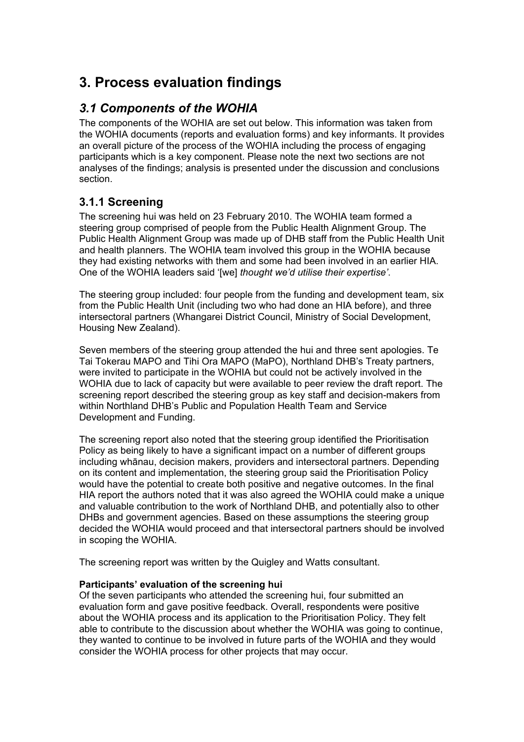# 3. Process evaluation findings

## *3.1 Components of the WOHIA*

The components of the WOHIA are set out below. This information was taken from the WOHIA documents (reports and evaluation forms) and key informants. It provides an overall picture of the process of the WOHIA including the process of engaging participants which is a key component. Please note the next two sections are not analyses of the findings; analysis is presented under the discussion and conclusions section.

### 3.1.1 Screening

The screening hui was held on 23 February 2010. The WOHIA team formed a steering group comprised of people from the Public Health Alignment Group. The Public Health Alignment Group was made up of DHB staff from the Public Health Unit and health planners. The WOHIA team involved this group in the WOHIA because they had existing networks with them and some had been involved in an earlier HIA. One of the WOHIA leaders said '[we] *thought we'd utilise their expertise'*.

The steering group included: four people from the funding and development team, six from the Public Health Unit (including two who had done an HIA before), and three intersectoral partners (Whangarei District Council, Ministry of Social Development, Housing New Zealand).

Seven members of the steering group attended the hui and three sent apologies. Te Tai Tokerau MAPO and Tihi Ora MAPO (MaPO), Northland DHB's Treaty partners, were invited to participate in the WOHIA but could not be actively involved in the WOHIA due to lack of capacity but were available to peer review the draft report. The screening report described the steering group as key staff and decision-makers from within Northland DHB's Public and Population Health Team and Service Development and Funding.

The screening report also noted that the steering group identified the Prioritisation Policy as being likely to have a significant impact on a number of different groups including whānau, decision makers, providers and intersectoral partners. Depending on its content and implementation, the steering group said the Prioritisation Policy would have the potential to create both positive and negative outcomes. In the final HIA report the authors noted that it was also agreed the WOHIA could make a unique and valuable contribution to the work of Northland DHB, and potentially also to other DHBs and government agencies. Based on these assumptions the steering group decided the WOHIA would proceed and that intersectoral partners should be involved in scoping the WOHIA.

The screening report was written by the Quigley and Watts consultant.

**Participants' evaluation of the screening hui**

Of the seven participants who attended the screening hui, four submitted an evaluation form and gave positive feedback. Overall, respondents were positive about the WOHIA process and its application to the Prioritisation Policy. They felt able to contribute to the discussion about whether the WOHIA was going to continue, they wanted to continue to be involved in future parts of the WOHIA and they would consider the WOHIA process for other projects that may occur.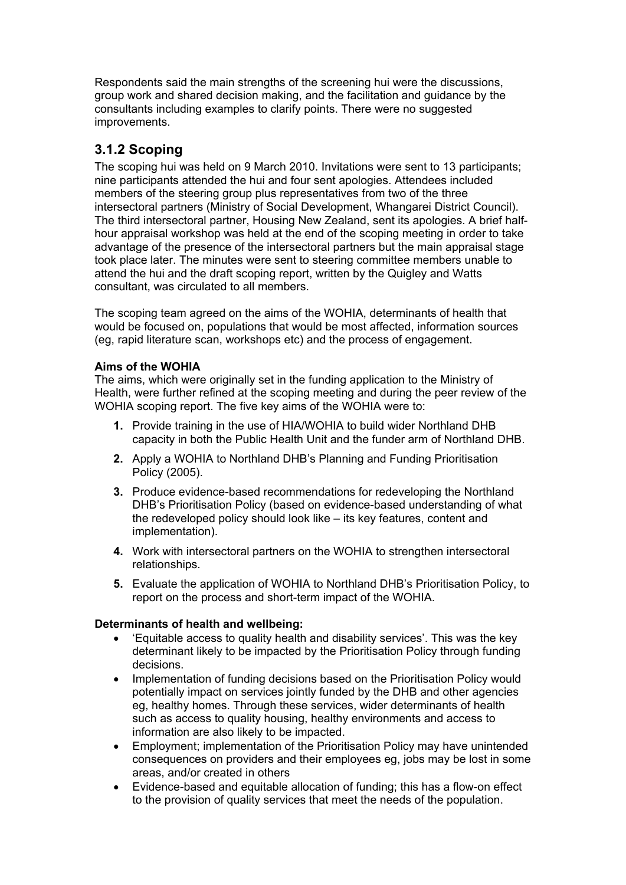Respondents said the main strengths of the screening hui were the discussions, group work and shared decision making, and the facilitation and guidance by the consultants including examples to clarify points. There were no suggested improvements.

### 3.1.2 Scoping

The scoping hui was held on 9 March 2010. Invitations were sent to 13 participants; nine participants attended the hui and four sent apologies. Attendees included members of the steering group plus representatives from two of the three intersectoral partners (Ministry of Social Development, Whangarei District Council). The third intersectoral partner, Housing New Zealand, sent its apologies. A brief half-hour appraisal workshop was held at the end of the scoping meeting in order to take advantage of the presence of the intersectoral partners but the main appraisal stage took place later. The minutes were sent to steering committee members unable to attend the hui and the draft scoping report, written by the Quigley and Watts consultant, was circulated to all members.

The scoping team agreed on the aims of the WOHIA, determinants of health that would be focused on, populations that would be most affected, information sources (eg, rapid literature scan, workshops etc) and the process of engagement.

**Aims of the WOHIA**

The aims, which were originally set in the funding application to the Ministry of Health, were further refined at the scoping meeting and during the peer review of the WOHIA scoping report. The five key aims of the WOHIA were to:

1. Provide training in the use of HIA/WOHIA to build wider Northland DHB capacity in both the Public Health Unit and the funder arm of Northland DHB.
2. Apply a WOHIA to Northland DHB's Planning and Funding Prioritisation Policy (2005).
3. Produce evidence-based recommendations for redeveloping the Northland DHB's Prioritisation Policy (based on evidence-based understanding of what the redeveloped policy should look like – its key features, content and implementation).
4. Work with intersectoral partners on the WOHIA to strengthen intersectoral relationships.
5. Evaluate the application of WOHIA to Northland DHB's Prioritisation Policy, to report on the process and short-term impact of the WOHIA.

**Determinants of health and wellbeing:**

- 'Equitable access to quality health and disability services'. This was the key determinant likely to be impacted by the Prioritisation Policy through funding decisions.
- Implementation of funding decisions based on the Prioritisation Policy would potentially impact on services jointly funded by the DHB and other agencies eg, healthy homes. Through these services, wider determinants of health such as access to quality housing, healthy environments and access to information are also likely to be impacted.
- Employment; implementation of the Prioritisation Policy may have unintended consequences on providers and their employees eg, jobs may be lost in some areas, and/or created in others
- Evidence-based and equitable allocation of funding; this has a flow-on effect to the provision of quality services that meet the needs of the population.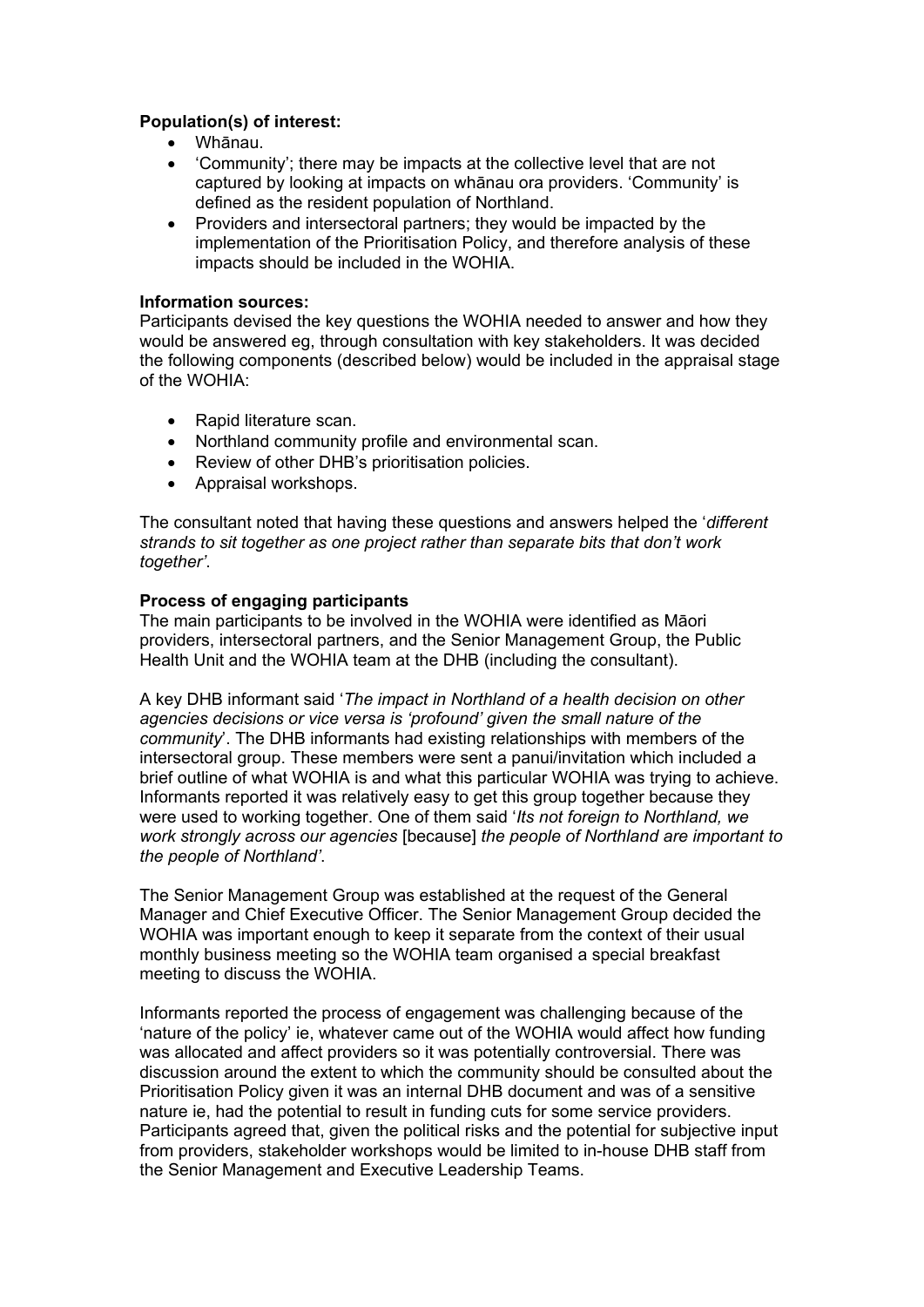**Population(s) of interest:**

- Whānau.
- 'Community'; there may be impacts at the collective level that are not captured by looking at impacts on whānau ora providers. 'Community' is defined as the resident population of Northland.
- Providers and intersectoral partners; they would be impacted by the implementation of the Prioritisation Policy, and therefore analysis of these impacts should be included in the WOHIA.

**Information sources:**

Participants devised the key questions the WOHIA needed to answer and how they would be answered eg, through consultation with key stakeholders. It was decided the following components (described below) would be included in the appraisal stage of the WOHIA:

- Rapid literature scan.
- Northland community profile and environmental scan.
- Review of other DHB's prioritisation policies.
- Appraisal workshops.

The consultant noted that having these questions and answers helped the '*different strands to sit together as one project rather than separate bits that don't work together'*.

**Process of engaging participants**

The main participants to be involved in the WOHIA were identified as Māori providers, intersectoral partners, and the Senior Management Group, the Public Health Unit and the WOHIA team at the DHB (including the consultant).

A key DHB informant said '*The impact in Northland of a health decision on other agencies decisions or vice versa is 'profound' given the small nature of the community*'. The DHB informants had existing relationships with members of the intersectoral group. These members were sent a panui/invitation which included a brief outline of what WOHIA is and what this particular WOHIA was trying to achieve. Informants reported it was relatively easy to get this group together because they were used to working together. One of them said '*Its not foreign to Northland, we work strongly across our agencies* [because] *the people of Northland are important to the people of Northland'*.

The Senior Management Group was established at the request of the General Manager and Chief Executive Officer. The Senior Management Group decided the WOHIA was important enough to keep it separate from the context of their usual monthly business meeting so the WOHIA team organised a special breakfast meeting to discuss the WOHIA.

Informants reported the process of engagement was challenging because of the 'nature of the policy' ie, whatever came out of the WOHIA would affect how funding was allocated and affect providers so it was potentially controversial. There was discussion around the extent to which the community should be consulted about the Prioritisation Policy given it was an internal DHB document and was of a sensitive nature ie, had the potential to result in funding cuts for some service providers. Participants agreed that, given the political risks and the potential for subjective input from providers, stakeholder workshops would be limited to in-house DHB staff from the Senior Management and Executive Leadership Teams.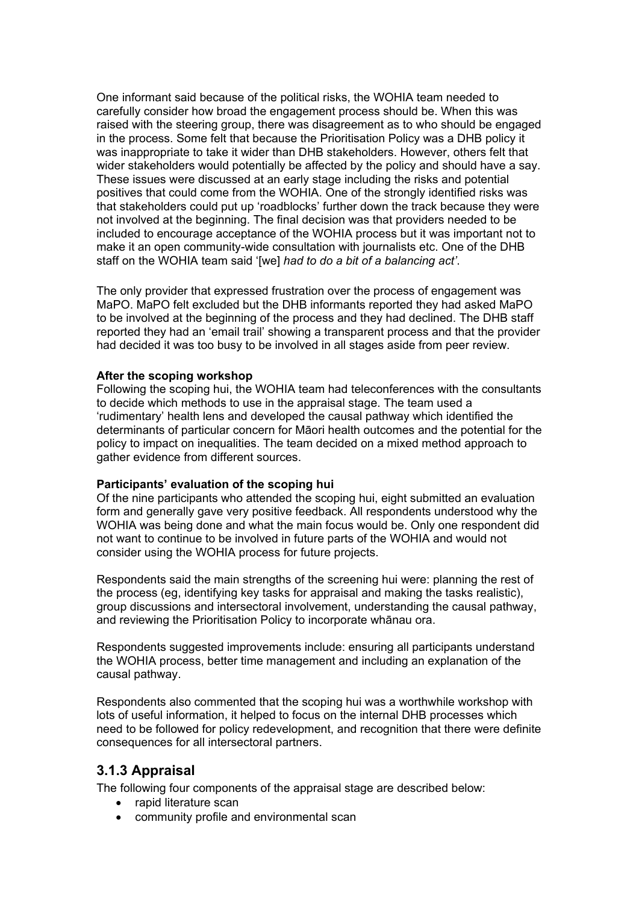One informant said because of the political risks, the WOHIA team needed to carefully consider how broad the engagement process should be. When this was raised with the steering group, there was disagreement as to who should be engaged in the process. Some felt that because the Prioritisation Policy was a DHB policy it was inappropriate to take it wider than DHB stakeholders. However, others felt that wider stakeholders would potentially be affected by the policy and should have a say. These issues were discussed at an early stage including the risks and potential positives that could come from the WOHIA. One of the strongly identified risks was that stakeholders could put up 'roadblocks' further down the track because they were not involved at the beginning. The final decision was that providers needed to be included to encourage acceptance of the WOHIA process but it was important not to make it an open community-wide consultation with journalists etc. One of the DHB staff on the WOHIA team said '[we] *had to do a bit of a balancing act'*.

The only provider that expressed frustration over the process of engagement was MaPO. MaPO felt excluded but the DHB informants reported they had asked MaPO to be involved at the beginning of the process and they had declined. The DHB staff reported they had an 'email trail' showing a transparent process and that the provider had decided it was too busy to be involved in all stages aside from peer review.

**After the scoping workshop**
Following the scoping hui, the WOHIA team had teleconferences with the consultants to decide which methods to use in the appraisal stage. The team used a 'rudimentary' health lens and developed the causal pathway which identified the determinants of particular concern for Māori health outcomes and the potential for the policy to impact on inequalities. The team decided on a mixed method approach to gather evidence from different sources.

**Participants' evaluation of the scoping hui**
Of the nine participants who attended the scoping hui, eight submitted an evaluation form and generally gave very positive feedback. All respondents understood why the WOHIA was being done and what the main focus would be. Only one respondent did not want to continue to be involved in future parts of the WOHIA and would not consider using the WOHIA process for future projects.

Respondents said the main strengths of the screening hui were: planning the rest of the process (eg, identifying key tasks for appraisal and making the tasks realistic), group discussions and intersectoral involvement, understanding the causal pathway, and reviewing the Prioritisation Policy to incorporate whānau ora.

Respondents suggested improvements include: ensuring all participants understand the WOHIA process, better time management and including an explanation of the causal pathway.

Respondents also commented that the scoping hui was a worthwhile workshop with lots of useful information, it helped to focus on the internal DHB processes which need to be followed for policy redevelopment, and recognition that there were definite consequences for all intersectoral partners.

### 3.1.3 Appraisal

The following four components of the appraisal stage are described below:

- rapid literature scan
- community profile and environmental scan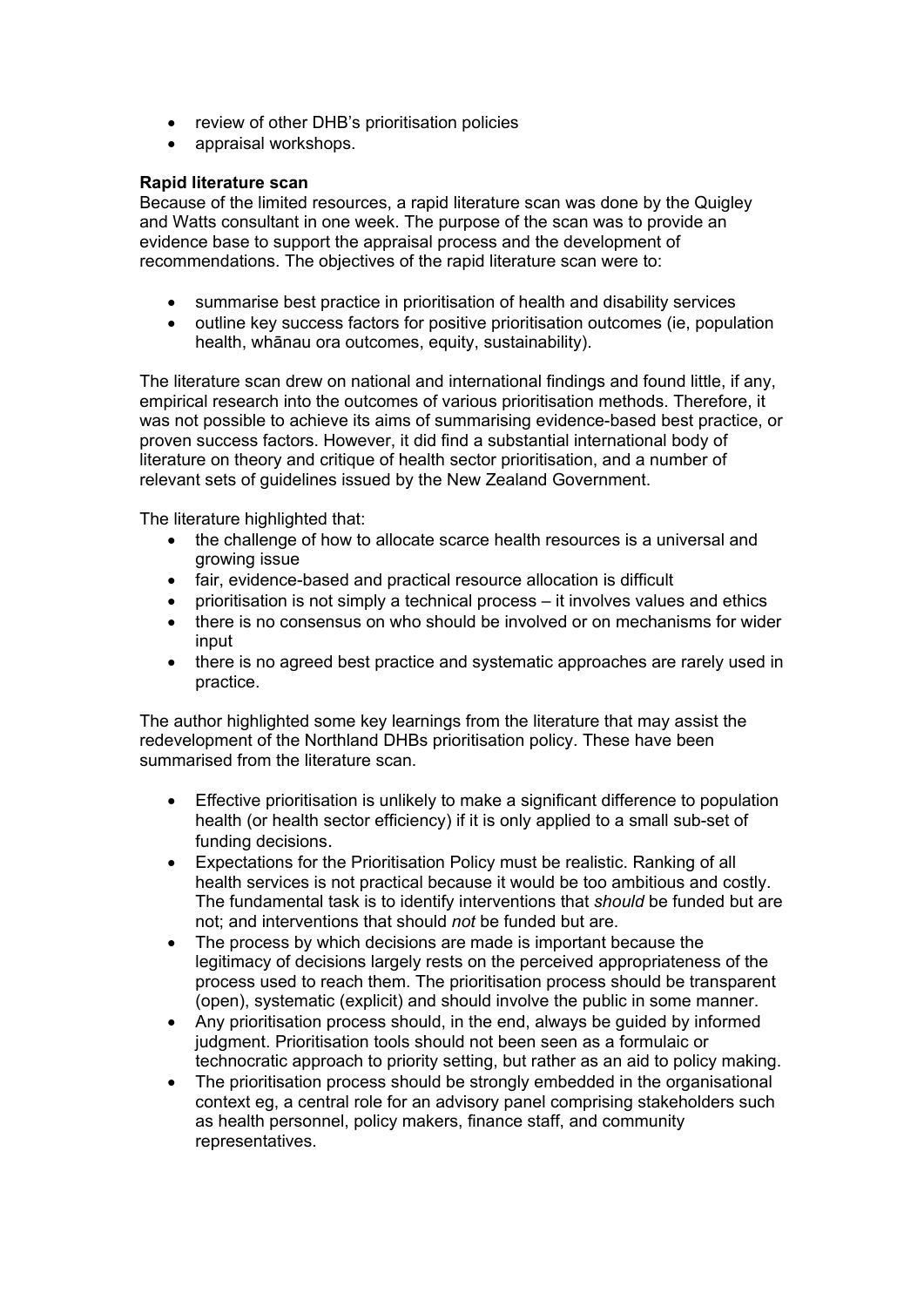- review of other DHB's prioritisation policies
- appraisal workshops.

**Rapid literature scan**

Because of the limited resources, a rapid literature scan was done by the Quigley and Watts consultant in one week. The purpose of the scan was to provide an evidence base to support the appraisal process and the development of recommendations. The objectives of the rapid literature scan were to:

- summarise best practice in prioritisation of health and disability services
- outline key success factors for positive prioritisation outcomes (ie, population health, whānau ora outcomes, equity, sustainability).

The literature scan drew on national and international findings and found little, if any, empirical research into the outcomes of various prioritisation methods. Therefore, it was not possible to achieve its aims of summarising evidence-based best practice, or proven success factors. However, it did find a substantial international body of literature on theory and critique of health sector prioritisation, and a number of relevant sets of guidelines issued by the New Zealand Government.

The literature highlighted that:

- the challenge of how to allocate scarce health resources is a universal and growing issue
- fair, evidence-based and practical resource allocation is difficult
- prioritisation is not simply a technical process – it involves values and ethics
- there is no consensus on who should be involved or on mechanisms for wider input
- there is no agreed best practice and systematic approaches are rarely used in practice.

The author highlighted some key learnings from the literature that may assist the redevelopment of the Northland DHBs prioritisation policy. These have been summarised from the literature scan.

- Effective prioritisation is unlikely to make a significant difference to population health (or health sector efficiency) if it is only applied to a small sub-set of funding decisions.
- Expectations for the Prioritisation Policy must be realistic. Ranking of all health services is not practical because it would be too ambitious and costly. The fundamental task is to identify interventions that *should* be funded but are not; and interventions that should *not* be funded but are.
- The process by which decisions are made is important because the legitimacy of decisions largely rests on the perceived appropriateness of the process used to reach them. The prioritisation process should be transparent (open), systematic (explicit) and should involve the public in some manner.
- Any prioritisation process should, in the end, always be guided by informed judgment. Prioritisation tools should not been seen as a formulaic or technocratic approach to priority setting, but rather as an aid to policy making.
- The prioritisation process should be strongly embedded in the organisational context eg, a central role for an advisory panel comprising stakeholders such as health personnel, policy makers, finance staff, and community representatives.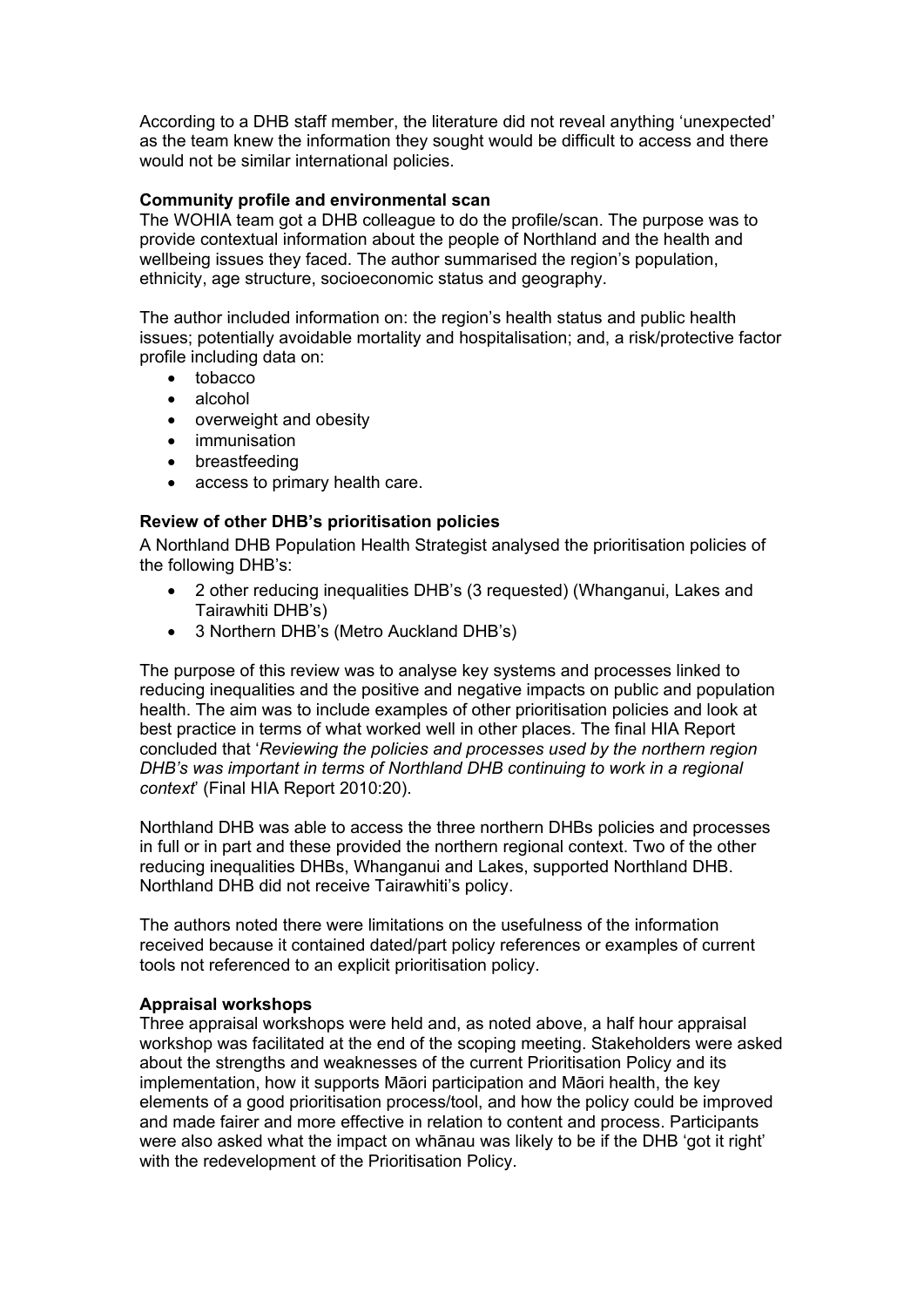According to a DHB staff member, the literature did not reveal anything 'unexpected' as the team knew the information they sought would be difficult to access and there would not be similar international policies.

**Community profile and environmental scan**
The WOHIA team got a DHB colleague to do the profile/scan. The purpose was to provide contextual information about the people of Northland and the health and wellbeing issues they faced. The author summarised the region's population, ethnicity, age structure, socioeconomic status and geography.

The author included information on: the region's health status and public health issues; potentially avoidable mortality and hospitalisation; and, a risk/protective factor profile including data on:

- tobacco
- alcohol
- overweight and obesity
- immunisation
- breastfeeding
- access to primary health care.

**Review of other DHB's prioritisation policies**
A Northland DHB Population Health Strategist analysed the prioritisation policies of the following DHB's:

- 2 other reducing inequalities DHB's (3 requested) (Whanganui, Lakes and Tairawhiti DHB's)
- 3 Northern DHB's (Metro Auckland DHB's)

The purpose of this review was to analyse key systems and processes linked to reducing inequalities and the positive and negative impacts on public and population health. The aim was to include examples of other prioritisation policies and look at best practice in terms of what worked well in other places. The final HIA Report concluded that '*Reviewing the policies and processes used by the northern region DHB's was important in terms of Northland DHB continuing to work in a regional context*' (Final HIA Report 2010:20).

Northland DHB was able to access the three northern DHBs policies and processes in full or in part and these provided the northern regional context. Two of the other reducing inequalities DHBs, Whanganui and Lakes, supported Northland DHB. Northland DHB did not receive Tairawhiti's policy.

The authors noted there were limitations on the usefulness of the information received because it contained dated/part policy references or examples of current tools not referenced to an explicit prioritisation policy.

**Appraisal workshops**
Three appraisal workshops were held and, as noted above, a half hour appraisal workshop was facilitated at the end of the scoping meeting. Stakeholders were asked about the strengths and weaknesses of the current Prioritisation Policy and its implementation, how it supports Māori participation and Māori health, the key elements of a good prioritisation process/tool, and how the policy could be improved and made fairer and more effective in relation to content and process. Participants were also asked what the impact on whānau was likely to be if the DHB 'got it right' with the redevelopment of the Prioritisation Policy.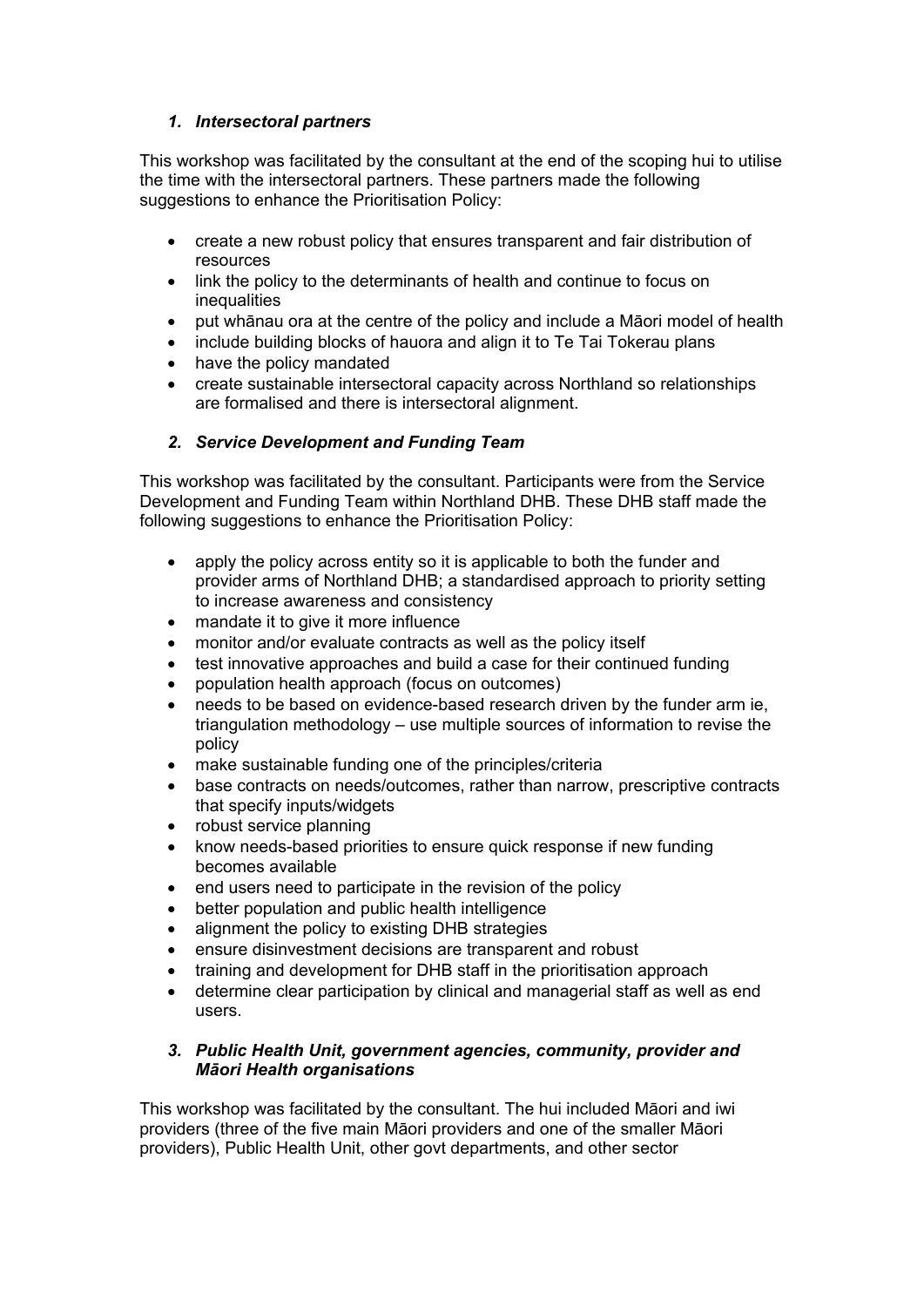### *1. Intersectoral partners*

This workshop was facilitated by the consultant at the end of the scoping hui to utilise the time with the intersectoral partners. These partners made the following suggestions to enhance the Prioritisation Policy:

- create a new robust policy that ensures transparent and fair distribution of resources
- link the policy to the determinants of health and continue to focus on inequalities
- put whānau ora at the centre of the policy and include a Māori model of health
- include building blocks of hauora and align it to Te Tai Tokerau plans
- have the policy mandated
- create sustainable intersectoral capacity across Northland so relationships are formalised and there is intersectoral alignment.

### *2. Service Development and Funding Team*

This workshop was facilitated by the consultant. Participants were from the Service Development and Funding Team within Northland DHB. These DHB staff made the following suggestions to enhance the Prioritisation Policy:

- apply the policy across entity so it is applicable to both the funder and provider arms of Northland DHB; a standardised approach to priority setting to increase awareness and consistency
- mandate it to give it more influence
- monitor and/or evaluate contracts as well as the policy itself
- test innovative approaches and build a case for their continued funding
- population health approach (focus on outcomes)
- needs to be based on evidence-based research driven by the funder arm ie, triangulation methodology – use multiple sources of information to revise the policy
- make sustainable funding one of the principles/criteria
- base contracts on needs/outcomes, rather than narrow, prescriptive contracts that specify inputs/widgets
- robust service planning
- know needs-based priorities to ensure quick response if new funding becomes available
- end users need to participate in the revision of the policy
- better population and public health intelligence
- alignment the policy to existing DHB strategies
- ensure disinvestment decisions are transparent and robust
- training and development for DHB staff in the prioritisation approach
- determine clear participation by clinical and managerial staff as well as end users.

### *3. Public Health Unit, government agencies, community, provider and Māori Health organisations*

This workshop was facilitated by the consultant. The hui included Māori and iwi providers (three of the five main Māori providers and one of the smaller Māori providers), Public Health Unit, other govt departments, and other sector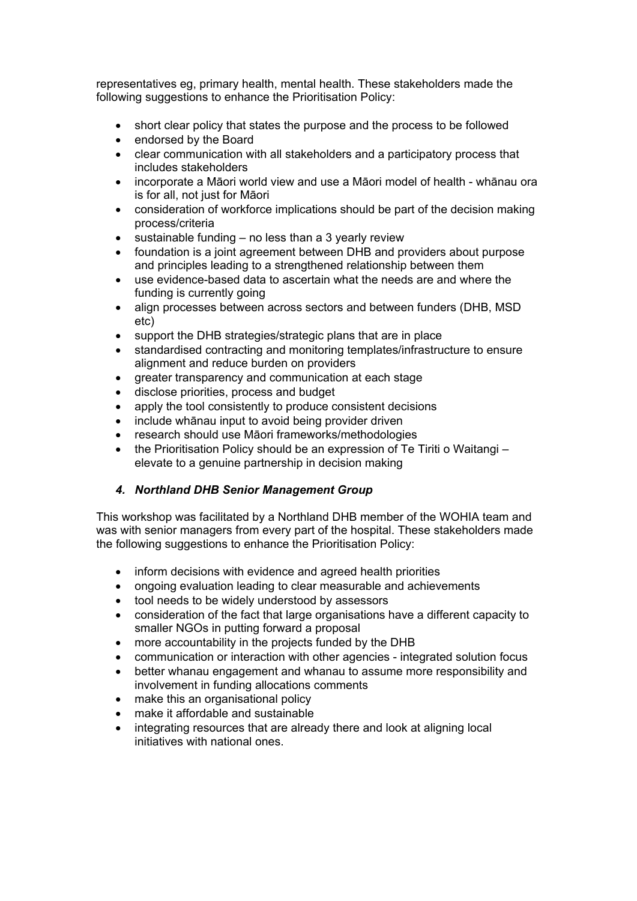representatives eg, primary health, mental health. These stakeholders made the following suggestions to enhance the Prioritisation Policy:

- short clear policy that states the purpose and the process to be followed
- endorsed by the Board
- clear communication with all stakeholders and a participatory process that includes stakeholders
- incorporate a Māori world view and use a Māori model of health - whānau ora is for all, not just for Māori
- consideration of workforce implications should be part of the decision making process/criteria
- sustainable funding – no less than a 3 yearly review
- foundation is a joint agreement between DHB and providers about purpose and principles leading to a strengthened relationship between them
- use evidence-based data to ascertain what the needs are and where the funding is currently going
- align processes between across sectors and between funders (DHB, MSD etc)
- support the DHB strategies/strategic plans that are in place
- standardised contracting and monitoring templates/infrastructure to ensure alignment and reduce burden on providers
- greater transparency and communication at each stage
- disclose priorities, process and budget
- apply the tool consistently to produce consistent decisions
- include whānau input to avoid being provider driven
- research should use Māori frameworks/methodologies
- the Prioritisation Policy should be an expression of Te Tiriti o Waitangi – elevate to a genuine partnership in decision making

### *4. Northland DHB Senior Management Group*

This workshop was facilitated by a Northland DHB member of the WOHIA team and was with senior managers from every part of the hospital. These stakeholders made the following suggestions to enhance the Prioritisation Policy:

- inform decisions with evidence and agreed health priorities
- ongoing evaluation leading to clear measurable and achievements
- tool needs to be widely understood by assessors
- consideration of the fact that large organisations have a different capacity to smaller NGOs in putting forward a proposal
- more accountability in the projects funded by the DHB
- communication or interaction with other agencies - integrated solution focus
- better whanau engagement and whanau to assume more responsibility and involvement in funding allocations comments
- make this an organisational policy
- make it affordable and sustainable
- integrating resources that are already there and look at aligning local initiatives with national ones.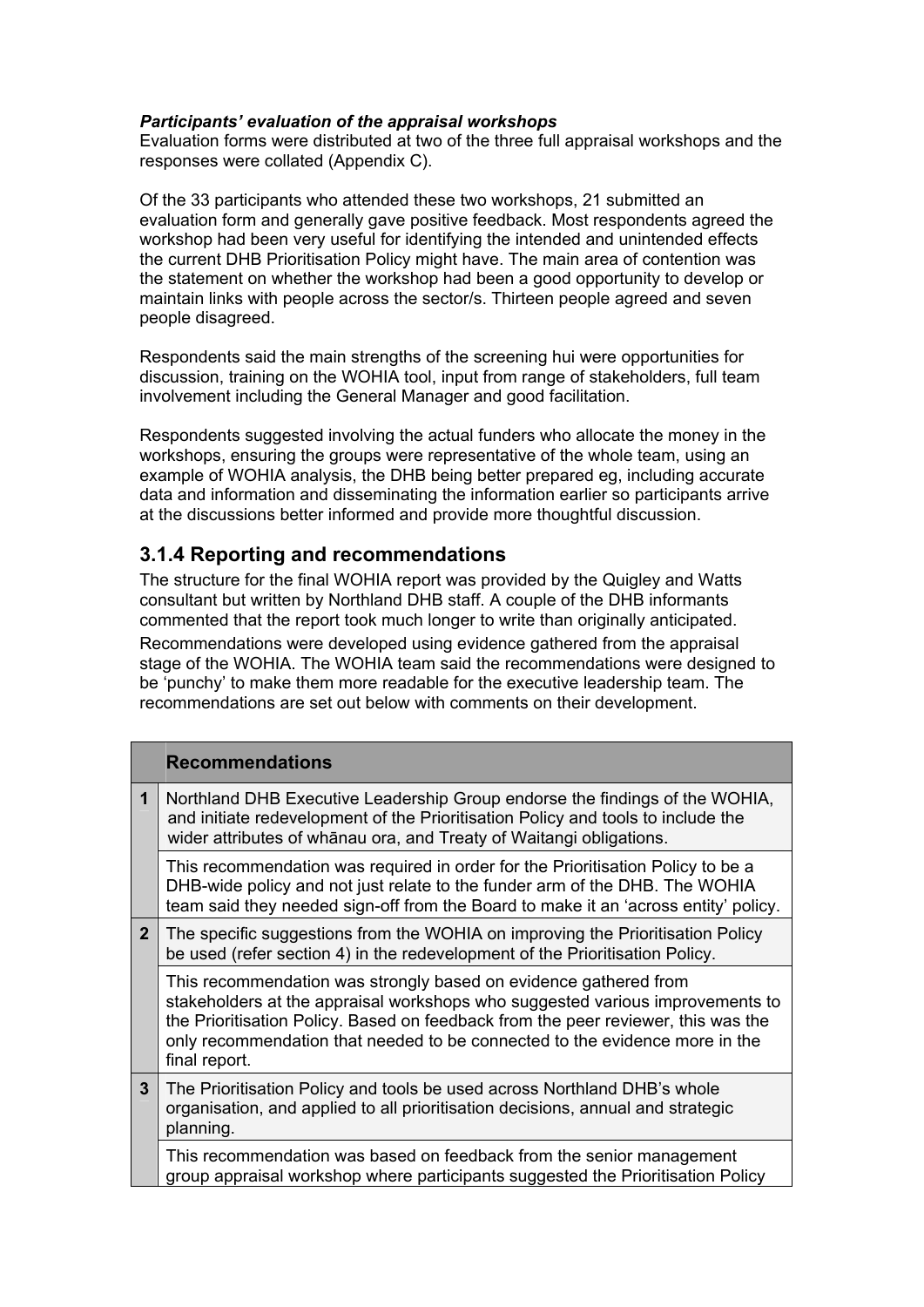***Participants' evaluation of the appraisal workshops***

Evaluation forms were distributed at two of the three full appraisal workshops and the responses were collated (Appendix C).

Of the 33 participants who attended these two workshops, 21 submitted an evaluation form and generally gave positive feedback. Most respondents agreed the workshop had been very useful for identifying the intended and unintended effects the current DHB Prioritisation Policy might have. The main area of contention was the statement on whether the workshop had been a good opportunity to develop or maintain links with people across the sector/s. Thirteen people agreed and seven people disagreed.

Respondents said the main strengths of the screening hui were opportunities for discussion, training on the WOHIA tool, input from range of stakeholders, full team involvement including the General Manager and good facilitation.

Respondents suggested involving the actual funders who allocate the money in the workshops, ensuring the groups were representative of the whole team, using an example of WOHIA analysis, the DHB being better prepared eg, including accurate data and information and disseminating the information earlier so participants arrive at the discussions better informed and provide more thoughtful discussion.

### 3.1.4 Reporting and recommendations

The structure for the final WOHIA report was provided by the Quigley and Watts consultant but written by Northland DHB staff. A couple of the DHB informants commented that the report took much longer to write than originally anticipated.

Recommendations were developed using evidence gathered from the appraisal stage of the WOHIA. The WOHIA team said the recommendations were designed to be 'punchy' to make them more readable for the executive leadership team. The recommendations are set out below with comments on their development.

| | **Recommendations** |
|---|---|
| **1** | Northland DHB Executive Leadership Group endorse the findings of the WOHIA, and initiate redevelopment of the Prioritisation Policy and tools to include the wider attributes of whānau ora, and Treaty of Waitangi obligations. |
| | This recommendation was required in order for the Prioritisation Policy to be a DHB-wide policy and not just relate to the funder arm of the DHB. The WOHIA team said they needed sign-off from the Board to make it an 'across entity' policy. |
| **2** | The specific suggestions from the WOHIA on improving the Prioritisation Policy be used (refer section 4) in the redevelopment of the Prioritisation Policy. |
| | This recommendation was strongly based on evidence gathered from stakeholders at the appraisal workshops who suggested various improvements to the Prioritisation Policy. Based on feedback from the peer reviewer, this was the only recommendation that needed to be connected to the evidence more in the final report. |
| **3** | The Prioritisation Policy and tools be used across Northland DHB's whole organisation, and applied to all prioritisation decisions, annual and strategic planning. |
| | This recommendation was based on feedback from the senior management group appraisal workshop where participants suggested the Prioritisation Policy |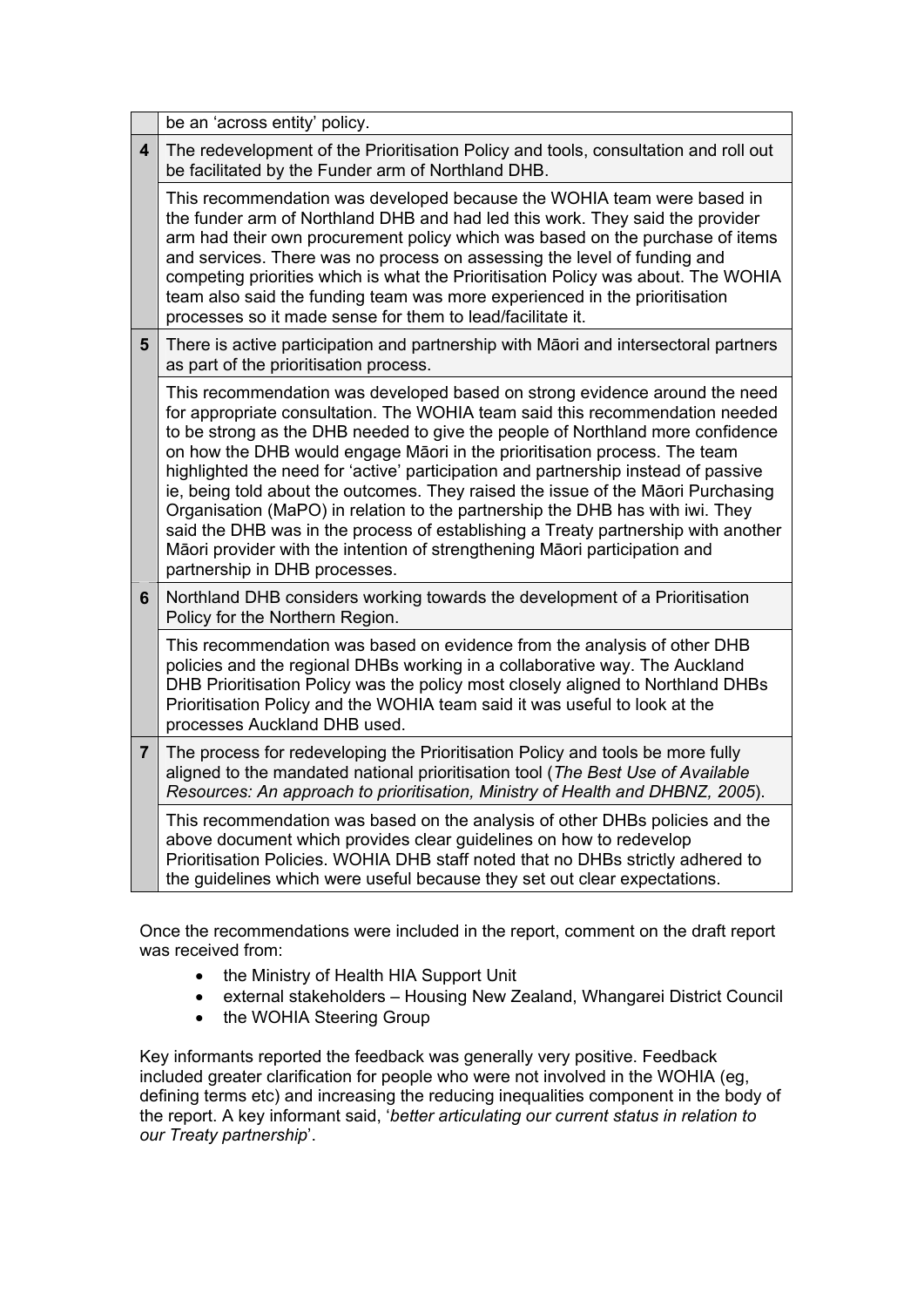| | |
|---|---|
| | be an 'across entity' policy. |
| **4** | The redevelopment of the Prioritisation Policy and tools, consultation and roll out be facilitated by the Funder arm of Northland DHB. |
| | This recommendation was developed because the WOHIA team were based in the funder arm of Northland DHB and had led this work. They said the provider arm had their own procurement policy which was based on the purchase of items and services. There was no process on assessing the level of funding and competing priorities which is what the Prioritisation Policy was about. The WOHIA team also said the funding team was more experienced in the prioritisation processes so it made sense for them to lead/facilitate it. |
| **5** | There is active participation and partnership with Māori and intersectoral partners as part of the prioritisation process. |
| | This recommendation was developed based on strong evidence around the need for appropriate consultation. The WOHIA team said this recommendation needed to be strong as the DHB needed to give the people of Northland more confidence on how the DHB would engage Māori in the prioritisation process. The team highlighted the need for 'active' participation and partnership instead of passive ie, being told about the outcomes. They raised the issue of the Māori Purchasing Organisation (MaPO) in relation to the partnership the DHB has with iwi. They said the DHB was in the process of establishing a Treaty partnership with another Māori provider with the intention of strengthening Māori participation and partnership in DHB processes. |
| **6** | Northland DHB considers working towards the development of a Prioritisation Policy for the Northern Region. |
| | This recommendation was based on evidence from the analysis of other DHB policies and the regional DHBs working in a collaborative way. The Auckland DHB Prioritisation Policy was the policy most closely aligned to Northland DHBs Prioritisation Policy and the WOHIA team said it was useful to look at the processes Auckland DHB used. |
| **7** | The process for redeveloping the Prioritisation Policy and tools be more fully aligned to the mandated national prioritisation tool (*The Best Use of Available Resources: An approach to prioritisation, Ministry of Health and DHBNZ, 2005*). |
| | This recommendation was based on the analysis of other DHBs policies and the above document which provides clear guidelines on how to redevelop Prioritisation Policies. WOHIA DHB staff noted that no DHBs strictly adhered to the guidelines which were useful because they set out clear expectations. |

Once the recommendations were included in the report, comment on the draft report was received from:

- the Ministry of Health HIA Support Unit
- external stakeholders – Housing New Zealand, Whangarei District Council
- the WOHIA Steering Group

Key informants reported the feedback was generally very positive. Feedback included greater clarification for people who were not involved in the WOHIA (eg, defining terms etc) and increasing the reducing inequalities component in the body of the report. A key informant said, '*better articulating our current status in relation to our Treaty partnership*'.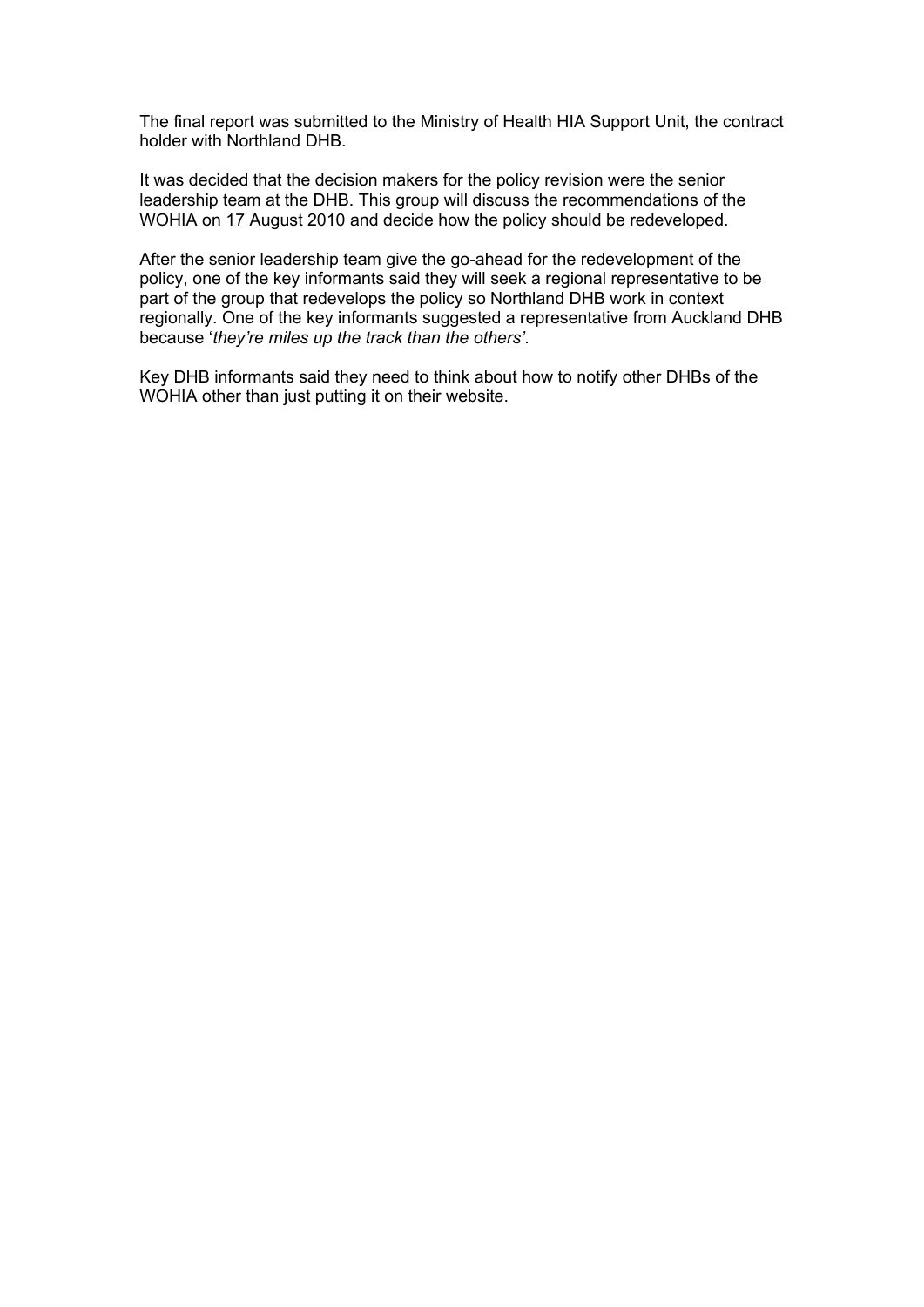The final report was submitted to the Ministry of Health HIA Support Unit, the contract holder with Northland DHB.

It was decided that the decision makers for the policy revision were the senior leadership team at the DHB. This group will discuss the recommendations of the WOHIA on 17 August 2010 and decide how the policy should be redeveloped.

After the senior leadership team give the go-ahead for the redevelopment of the policy, one of the key informants said they will seek a regional representative to be part of the group that redevelops the policy so Northland DHB work in context regionally. One of the key informants suggested a representative from Auckland DHB because '*they're miles up the track than the others'*.

Key DHB informants said they need to think about how to notify other DHBs of the WOHIA other than just putting it on their website.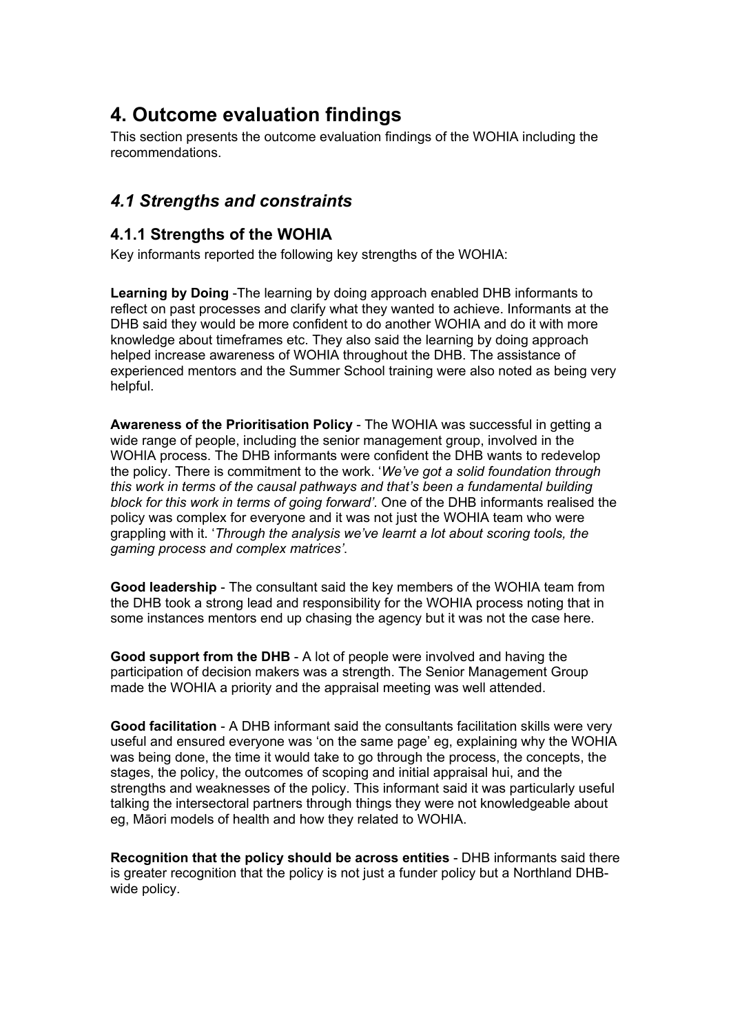# 4. Outcome evaluation findings

This section presents the outcome evaluation findings of the WOHIA including the recommendations.

## *4.1 Strengths and constraints*

### 4.1.1 Strengths of the WOHIA

Key informants reported the following key strengths of the WOHIA:

**Learning by Doing** -The learning by doing approach enabled DHB informants to reflect on past processes and clarify what they wanted to achieve. Informants at the DHB said they would be more confident to do another WOHIA and do it with more knowledge about timeframes etc. They also said the learning by doing approach helped increase awareness of WOHIA throughout the DHB. The assistance of experienced mentors and the Summer School training were also noted as being very helpful.

**Awareness of the Prioritisation Policy** - The WOHIA was successful in getting a wide range of people, including the senior management group, involved in the WOHIA process. The DHB informants were confident the DHB wants to redevelop the policy. There is commitment to the work. '*We've got a solid foundation through this work in terms of the causal pathways and that's been a fundamental building block for this work in terms of going forward'*. One of the DHB informants realised the policy was complex for everyone and it was not just the WOHIA team who were grappling with it. '*Through the analysis we've learnt a lot about scoring tools, the gaming process and complex matrices'*.

**Good leadership** - The consultant said the key members of the WOHIA team from the DHB took a strong lead and responsibility for the WOHIA process noting that in some instances mentors end up chasing the agency but it was not the case here.

**Good support from the DHB** - A lot of people were involved and having the participation of decision makers was a strength. The Senior Management Group made the WOHIA a priority and the appraisal meeting was well attended.

**Good facilitation** - A DHB informant said the consultants facilitation skills were very useful and ensured everyone was 'on the same page' eg, explaining why the WOHIA was being done, the time it would take to go through the process, the concepts, the stages, the policy, the outcomes of scoping and initial appraisal hui, and the strengths and weaknesses of the policy. This informant said it was particularly useful talking the intersectoral partners through things they were not knowledgeable about eg, Māori models of health and how they related to WOHIA.

**Recognition that the policy should be across entities** - DHB informants said there is greater recognition that the policy is not just a funder policy but a Northland DHB-wide policy.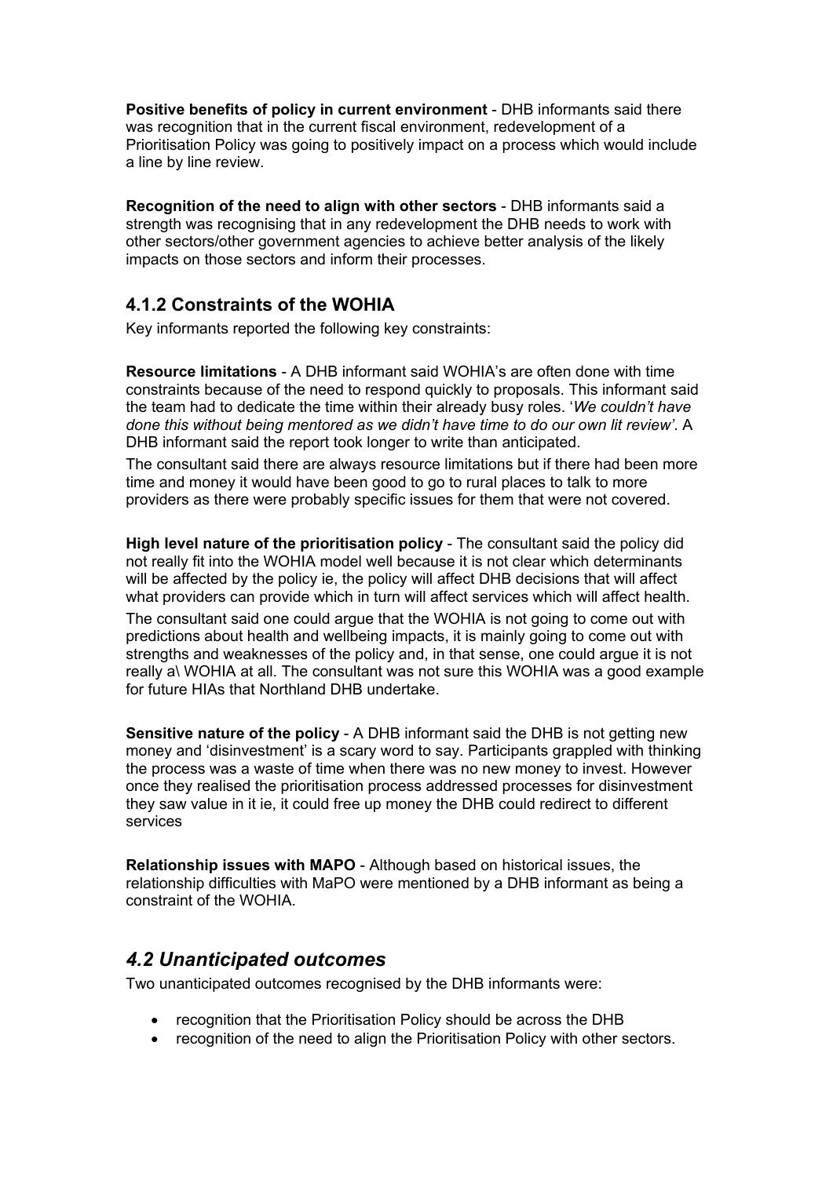**Positive benefits of policy in current environment** - DHB informants said there was recognition that in the current fiscal environment, redevelopment of a Prioritisation Policy was going to positively impact on a process which would include a line by line review.

**Recognition of the need to align with other sectors** - DHB informants said a strength was recognising that in any redevelopment the DHB needs to work with other sectors/other government agencies to achieve better analysis of the likely impacts on those sectors and inform their processes.

### 4.1.2 Constraints of the WOHIA

Key informants reported the following key constraints:

**Resource limitations** - A DHB informant said WOHIA's are often done with time constraints because of the need to respond quickly to proposals. This informant said the team had to dedicate the time within their already busy roles. '*We couldn't have done this without being mentored as we didn't have time to do our own lit review*'. A DHB informant said the report took longer to write than anticipated.

The consultant said there are always resource limitations but if there had been more time and money it would have been good to go to rural places to talk to more providers as there were probably specific issues for them that were not covered.

**High level nature of the prioritisation policy** - The consultant said the policy did not really fit into the WOHIA model well because it is not clear which determinants will be affected by the policy ie, the policy will affect DHB decisions that will affect what providers can provide which in turn will affect services which will affect health.

The consultant said one could argue that the WOHIA is not going to come out with predictions about health and wellbeing impacts, it is mainly going to come out with strengths and weaknesses of the policy and, in that sense, one could argue it is not really a\ WOHIA at all. The consultant was not sure this WOHIA was a good example for future HIAs that Northland DHB undertake.

**Sensitive nature of the policy** - A DHB informant said the DHB is not getting new money and 'disinvestment' is a scary word to say. Participants grappled with thinking the process was a waste of time when there was no new money to invest. However once they realised the prioritisation process addressed processes for disinvestment they saw value in it ie, it could free up money the DHB could redirect to different services

**Relationship issues with MAPO** - Although based on historical issues, the relationship difficulties with MaPO were mentioned by a DHB informant as being a constraint of the WOHIA.

## *4.2 Unanticipated outcomes*

Two unanticipated outcomes recognised by the DHB informants were:

- recognition that the Prioritisation Policy should be across the DHB
- recognition of the need to align the Prioritisation Policy with other sectors.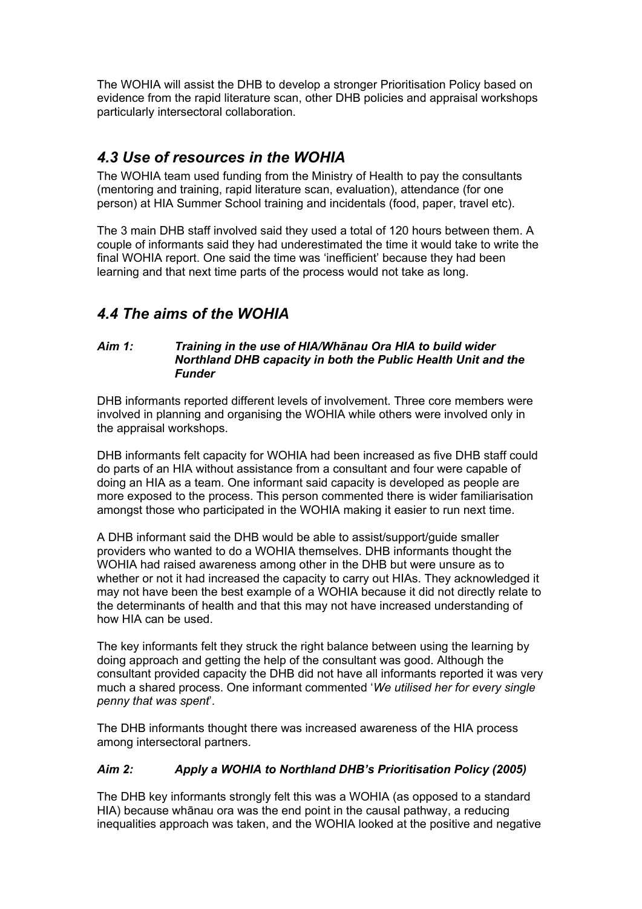The WOHIA will assist the DHB to develop a stronger Prioritisation Policy based on evidence from the rapid literature scan, other DHB policies and appraisal workshops particularly intersectoral collaboration.

## *4.3 Use of resources in the WOHIA*

The WOHIA team used funding from the Ministry of Health to pay the consultants (mentoring and training, rapid literature scan, evaluation), attendance (for one person) at HIA Summer School training and incidentals (food, paper, travel etc).

The 3 main DHB staff involved said they used a total of 120 hours between them. A couple of informants said they had underestimated the time it would take to write the final WOHIA report. One said the time was 'inefficient' because they had been learning and that next time parts of the process would not take as long.

## *4.4 The aims of the WOHIA*

#### *Aim 1: Training in the use of HIA/Whānau Ora HIA to build wider Northland DHB capacity in both the Public Health Unit and the Funder*

DHB informants reported different levels of involvement. Three core members were involved in planning and organising the WOHIA while others were involved only in the appraisal workshops.

DHB informants felt capacity for WOHIA had been increased as five DHB staff could do parts of an HIA without assistance from a consultant and four were capable of doing an HIA as a team. One informant said capacity is developed as people are more exposed to the process. This person commented there is wider familiarisation amongst those who participated in the WOHIA making it easier to run next time.

A DHB informant said the DHB would be able to assist/support/guide smaller providers who wanted to do a WOHIA themselves. DHB informants thought the WOHIA had raised awareness among other in the DHB but were unsure as to whether or not it had increased the capacity to carry out HIAs. They acknowledged it may not have been the best example of a WOHIA because it did not directly relate to the determinants of health and that this may not have increased understanding of how HIA can be used.

The key informants felt they struck the right balance between using the learning by doing approach and getting the help of the consultant was good. Although the consultant provided capacity the DHB did not have all informants reported it was very much a shared process. One informant commented '*We utilised her for every single penny that was spent*'.

The DHB informants thought there was increased awareness of the HIA process among intersectoral partners.

#### *Aim 2: Apply a WOHIA to Northland DHB's Prioritisation Policy (2005)*

The DHB key informants strongly felt this was a WOHIA (as opposed to a standard HIA) because whānau ora was the end point in the causal pathway, a reducing inequalities approach was taken, and the WOHIA looked at the positive and negative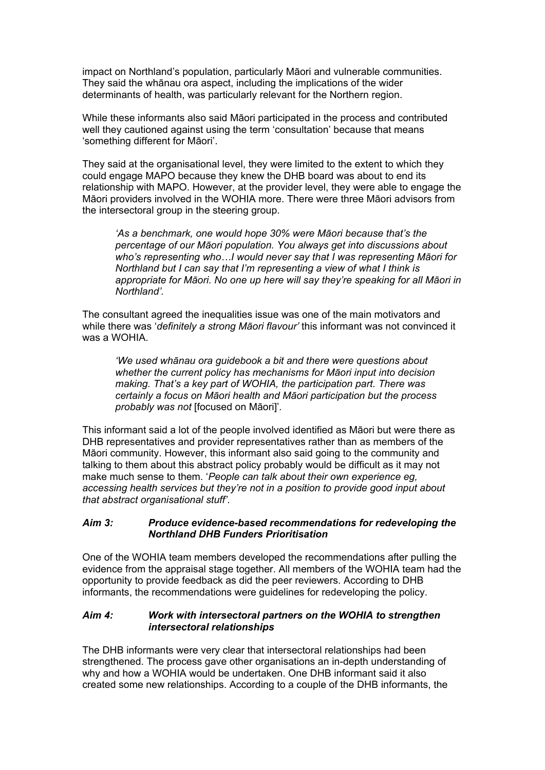impact on Northland's population, particularly Māori and vulnerable communities. They said the whānau ora aspect, including the implications of the wider determinants of health, was particularly relevant for the Northern region.

While these informants also said Māori participated in the process and contributed well they cautioned against using the term 'consultation' because that means 'something different for Māori'.

They said at the organisational level, they were limited to the extent to which they could engage MAPO because they knew the DHB board was about to end its relationship with MAPO. However, at the provider level, they were able to engage the Māori providers involved in the WOHIA more. There were three Māori advisors from the intersectoral group in the steering group.

> *'As a benchmark, one would hope 30% were Māori because that's the percentage of our Māori population. You always get into discussions about who's representing who…I would never say that I was representing Māori for Northland but I can say that I'm representing a view of what I think is appropriate for Māori. No one up here will say they're speaking for all Māori in Northland'.*

The consultant agreed the inequalities issue was one of the main motivators and while there was '*definitely a strong Māori flavour*' this informant was not convinced it was a WOHIA.

> *'We used whānau ora guidebook a bit and there were questions about whether the current policy has mechanisms for Māori input into decision making. That's a key part of WOHIA, the participation part. There was certainly a focus on Māori health and Māori participation but the process probably was not* [focused on Māori]'.

This informant said a lot of the people involved identified as Māori but were there as DHB representatives and provider representatives rather than as members of the Māori community. However, this informant also said going to the community and talking to them about this abstract policy probably would be difficult as it may not make much sense to them. '*People can talk about their own experience eg, accessing health services but they're not in a position to provide good input about that abstract organisational stuff*'.

### *Aim 3: Produce evidence-based recommendations for redeveloping the Northland DHB Funders Prioritisation*

One of the WOHIA team members developed the recommendations after pulling the evidence from the appraisal stage together. All members of the WOHIA team had the opportunity to provide feedback as did the peer reviewers. According to DHB informants, the recommendations were guidelines for redeveloping the policy.

### *Aim 4: Work with intersectoral partners on the WOHIA to strengthen intersectoral relationships*

The DHB informants were very clear that intersectoral relationships had been strengthened. The process gave other organisations an in-depth understanding of why and how a WOHIA would be undertaken. One DHB informant said it also created some new relationships. According to a couple of the DHB informants, the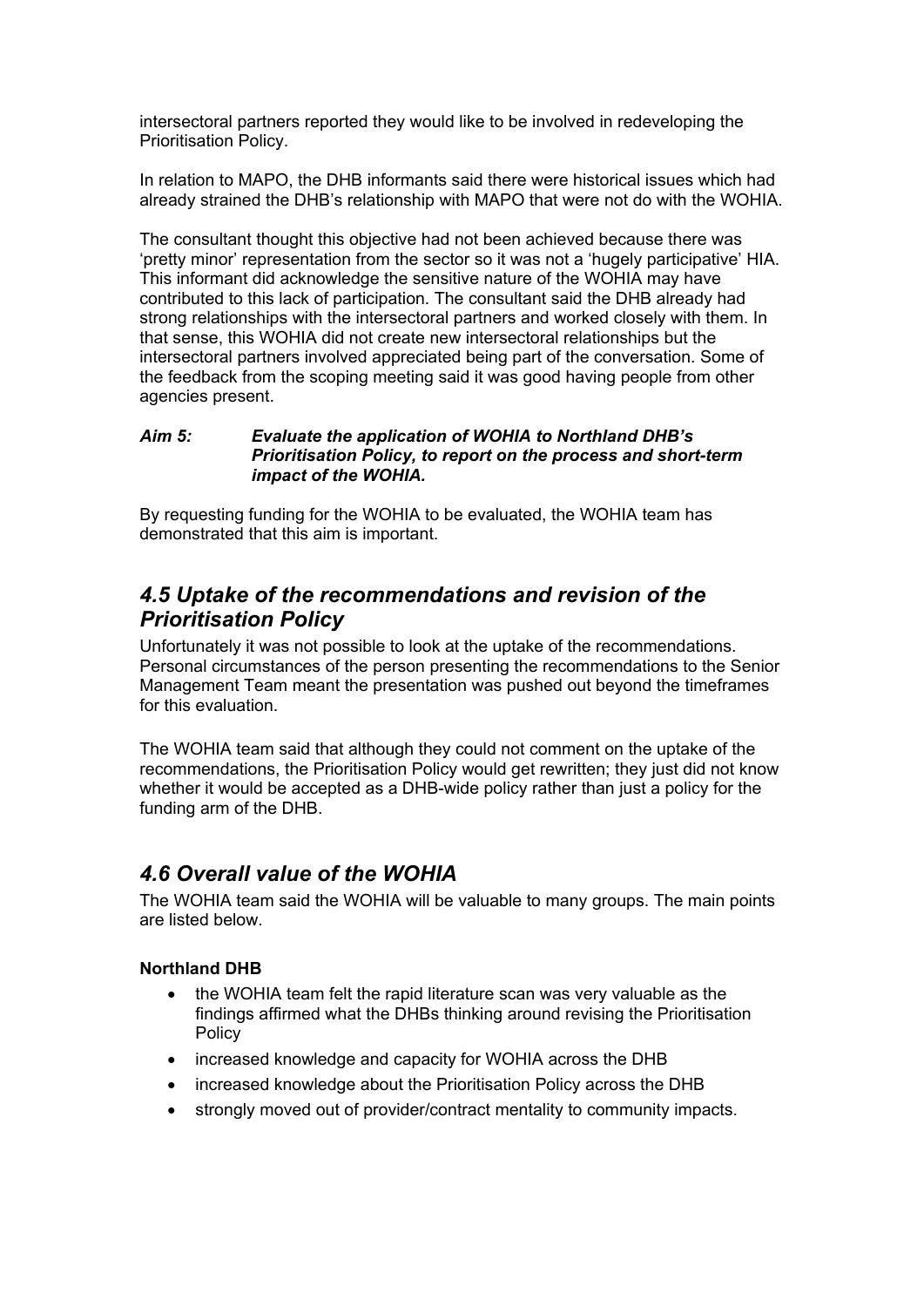intersectoral partners reported they would like to be involved in redeveloping the Prioritisation Policy.

In relation to MAPO, the DHB informants said there were historical issues which had already strained the DHB's relationship with MAPO that were not do with the WOHIA.

The consultant thought this objective had not been achieved because there was 'pretty minor' representation from the sector so it was not a 'hugely participative' HIA. This informant did acknowledge the sensitive nature of the WOHIA may have contributed to this lack of participation. The consultant said the DHB already had strong relationships with the intersectoral partners and worked closely with them. In that sense, this WOHIA did not create new intersectoral relationships but the intersectoral partners involved appreciated being part of the conversation. Some of the feedback from the scoping meeting said it was good having people from other agencies present.

***Aim 5: Evaluate the application of WOHIA to Northland DHB's Prioritisation Policy, to report on the process and short-term impact of the WOHIA.***

By requesting funding for the WOHIA to be evaluated, the WOHIA team has demonstrated that this aim is important.

## *4.5 Uptake of the recommendations and revision of the Prioritisation Policy*

Unfortunately it was not possible to look at the uptake of the recommendations. Personal circumstances of the person presenting the recommendations to the Senior Management Team meant the presentation was pushed out beyond the timeframes for this evaluation.

The WOHIA team said that although they could not comment on the uptake of the recommendations, the Prioritisation Policy would get rewritten; they just did not know whether it would be accepted as a DHB-wide policy rather than just a policy for the funding arm of the DHB.

## *4.6 Overall value of the WOHIA*

The WOHIA team said the WOHIA will be valuable to many groups. The main points are listed below.

**Northland DHB**

- the WOHIA team felt the rapid literature scan was very valuable as the findings affirmed what the DHBs thinking around revising the Prioritisation Policy
- increased knowledge and capacity for WOHIA across the DHB
- increased knowledge about the Prioritisation Policy across the DHB
- strongly moved out of provider/contract mentality to community impacts.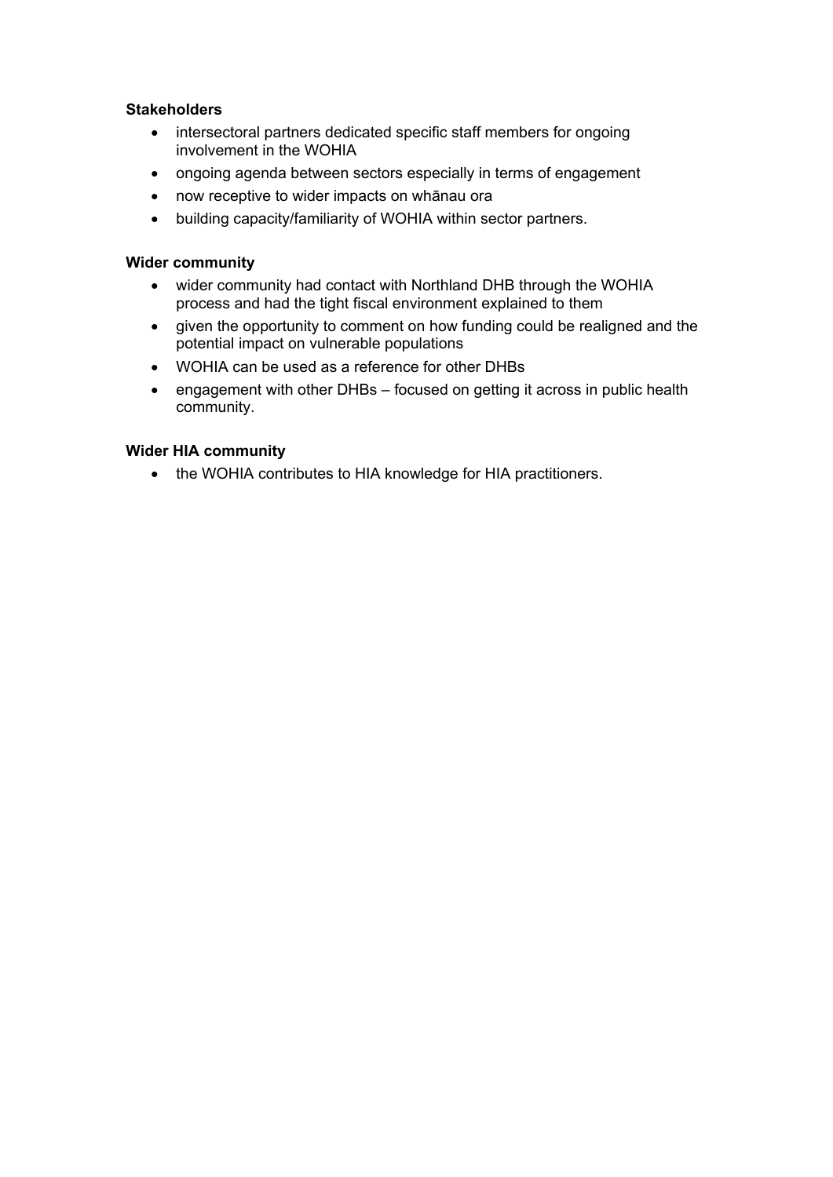**Stakeholders**

- intersectoral partners dedicated specific staff members for ongoing involvement in the WOHIA
- ongoing agenda between sectors especially in terms of engagement
- now receptive to wider impacts on whānau ora
- building capacity/familiarity of WOHIA within sector partners.

**Wider community**

- wider community had contact with Northland DHB through the WOHIA process and had the tight fiscal environment explained to them
- given the opportunity to comment on how funding could be realigned and the potential impact on vulnerable populations
- WOHIA can be used as a reference for other DHBs
- engagement with other DHBs – focused on getting it across in public health community.

**Wider HIA community**

- the WOHIA contributes to HIA knowledge for HIA practitioners.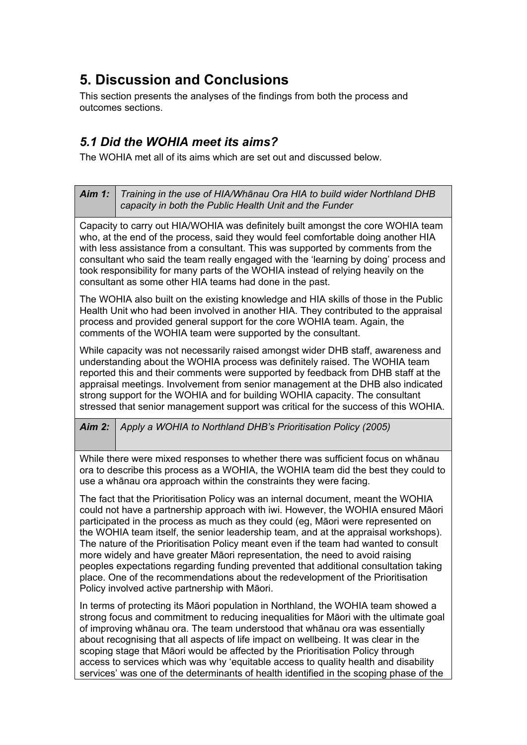# 5. Discussion and Conclusions

This section presents the analyses of the findings from both the process and outcomes sections.

## *5.1 Did the WOHIA meet its aims?*

The WOHIA met all of its aims which are set out and discussed below.

| ***Aim 1:*** | *Training in the use of HIA/Whānau Ora HIA to build wider Northland DHB capacity in both the Public Health Unit and the Funder* |
|---|---|

Capacity to carry out HIA/WOHIA was definitely built amongst the core WOHIA team who, at the end of the process, said they would feel comfortable doing another HIA with less assistance from a consultant. This was supported by comments from the consultant who said the team really engaged with the 'learning by doing' process and took responsibility for many parts of the WOHIA instead of relying heavily on the consultant as some other HIA teams had done in the past.

The WOHIA also built on the existing knowledge and HIA skills of those in the Public Health Unit who had been involved in another HIA. They contributed to the appraisal process and provided general support for the core WOHIA team. Again, the comments of the WOHIA team were supported by the consultant.

While capacity was not necessarily raised amongst wider DHB staff, awareness and understanding about the WOHIA process was definitely raised. The WOHIA team reported this and their comments were supported by feedback from DHB staff at the appraisal meetings. Involvement from senior management at the DHB also indicated strong support for the WOHIA and for building WOHIA capacity. The consultant stressed that senior management support was critical for the success of this WOHIA.

| ***Aim 2:*** | *Apply a WOHIA to Northland DHB's Prioritisation Policy (2005)* |
|---|---|

While there were mixed responses to whether there was sufficient focus on whānau ora to describe this process as a WOHIA, the WOHIA team did the best they could to use a whānau ora approach within the constraints they were facing.

The fact that the Prioritisation Policy was an internal document, meant the WOHIA could not have a partnership approach with iwi. However, the WOHIA ensured Māori participated in the process as much as they could (eg, Māori were represented on the WOHIA team itself, the senior leadership team, and at the appraisal workshops). The nature of the Prioritisation Policy meant even if the team had wanted to consult more widely and have greater Māori representation, the need to avoid raising peoples expectations regarding funding prevented that additional consultation taking place. One of the recommendations about the redevelopment of the Prioritisation Policy involved active partnership with Māori.

In terms of protecting its Māori population in Northland, the WOHIA team showed a strong focus and commitment to reducing inequalities for Māori with the ultimate goal of improving whānau ora. The team understood that whānau ora was essentially about recognising that all aspects of life impact on wellbeing. It was clear in the scoping stage that Māori would be affected by the Prioritisation Policy through access to services which was why 'equitable access to quality health and disability services' was one of the determinants of health identified in the scoping phase of the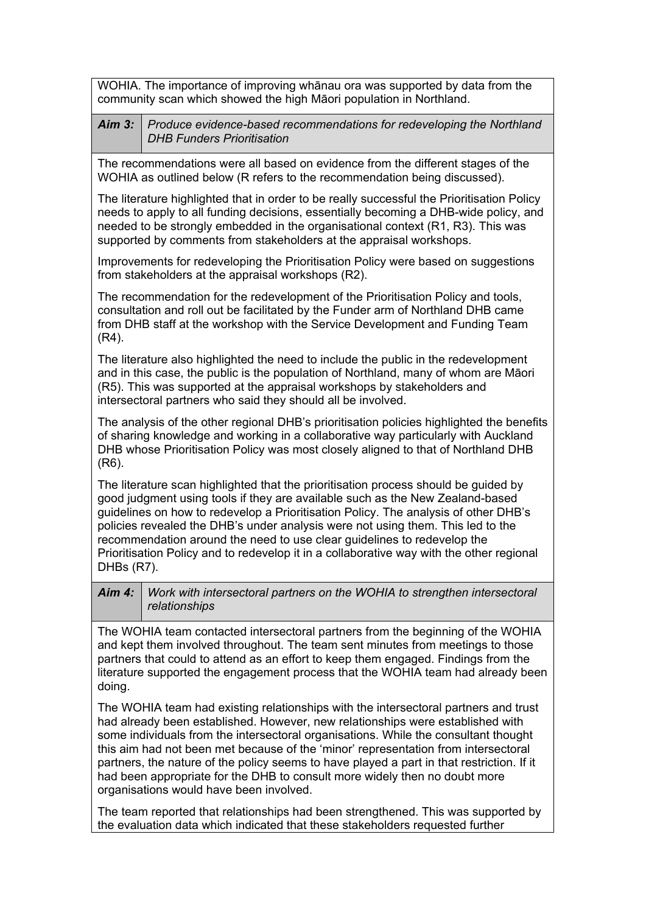WOHIA. The importance of improving whānau ora was supported by data from the community scan which showed the high Māori population in Northland.

| **Aim 3:** | *Produce evidence-based recommendations for redeveloping the Northland DHB Funders Prioritisation* |
|---|---|

The recommendations were all based on evidence from the different stages of the WOHIA as outlined below (R refers to the recommendation being discussed).

The literature highlighted that in order to be really successful the Prioritisation Policy needs to apply to all funding decisions, essentially becoming a DHB-wide policy, and needed to be strongly embedded in the organisational context (R1, R3). This was supported by comments from stakeholders at the appraisal workshops.

Improvements for redeveloping the Prioritisation Policy were based on suggestions from stakeholders at the appraisal workshops (R2).

The recommendation for the redevelopment of the Prioritisation Policy and tools, consultation and roll out be facilitated by the Funder arm of Northland DHB came from DHB staff at the workshop with the Service Development and Funding Team (R4).

The literature also highlighted the need to include the public in the redevelopment and in this case, the public is the population of Northland, many of whom are Māori (R5). This was supported at the appraisal workshops by stakeholders and intersectoral partners who said they should all be involved.

The analysis of the other regional DHB's prioritisation policies highlighted the benefits of sharing knowledge and working in a collaborative way particularly with Auckland DHB whose Prioritisation Policy was most closely aligned to that of Northland DHB (R6).

The literature scan highlighted that the prioritisation process should be guided by good judgment using tools if they are available such as the New Zealand-based guidelines on how to redevelop a Prioritisation Policy. The analysis of other DHB's policies revealed the DHB's under analysis were not using them. This led to the recommendation around the need to use clear guidelines to redevelop the Prioritisation Policy and to redevelop it in a collaborative way with the other regional DHBs (R7).

| **Aim 4:** | *Work with intersectoral partners on the WOHIA to strengthen intersectoral relationships* |
|---|---|

The WOHIA team contacted intersectoral partners from the beginning of the WOHIA and kept them involved throughout. The team sent minutes from meetings to those partners that could to attend as an effort to keep them engaged. Findings from the literature supported the engagement process that the WOHIA team had already been doing.

The WOHIA team had existing relationships with the intersectoral partners and trust had already been established. However, new relationships were established with some individuals from the intersectoral organisations. While the consultant thought this aim had not been met because of the 'minor' representation from intersectoral partners, the nature of the policy seems to have played a part in that restriction. If it had been appropriate for the DHB to consult more widely then no doubt more organisations would have been involved.

The team reported that relationships had been strengthened. This was supported by the evaluation data which indicated that these stakeholders requested further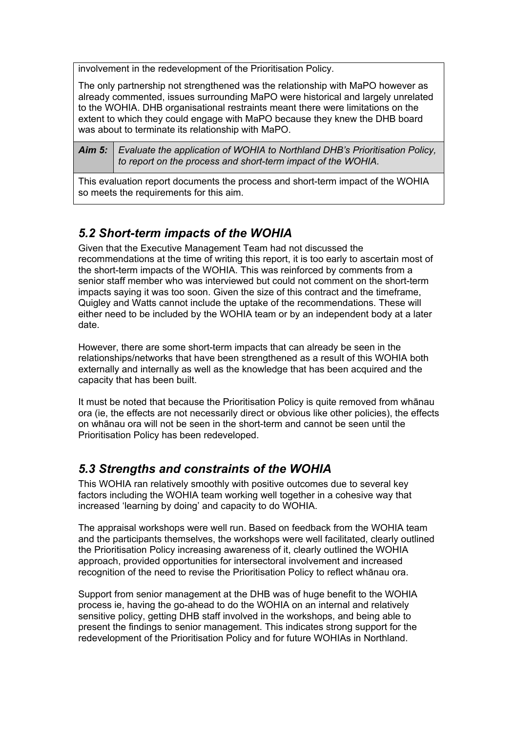| | |
|---|---|
| involvement in the redevelopment of the Prioritisation Policy.<br><br>The only partnership not strengthened was the relationship with MaPO however as already commented, issues surrounding MaPO were historical and largely unrelated to the WOHIA. DHB organisational restraints meant there were limitations on the extent to which they could engage with MaPO because they knew the DHB board was about to terminate its relationship with MaPO. | |
| ***Aim 5:*** | *Evaluate the application of WOHIA to Northland DHB's Prioritisation Policy, to report on the process and short-term impact of the WOHIA.* |
| This evaluation report documents the process and short-term impact of the WOHIA so meets the requirements for this aim. | |

## *5.2 Short-term impacts of the WOHIA*

Given that the Executive Management Team had not discussed the recommendations at the time of writing this report, it is too early to ascertain most of the short-term impacts of the WOHIA. This was reinforced by comments from a senior staff member who was interviewed but could not comment on the short-term impacts saying it was too soon. Given the size of this contract and the timeframe, Quigley and Watts cannot include the uptake of the recommendations. These will either need to be included by the WOHIA team or by an independent body at a later date.

However, there are some short-term impacts that can already be seen in the relationships/networks that have been strengthened as a result of this WOHIA both externally and internally as well as the knowledge that has been acquired and the capacity that has been built.

It must be noted that because the Prioritisation Policy is quite removed from whānau ora (ie, the effects are not necessarily direct or obvious like other policies), the effects on whānau ora will not be seen in the short-term and cannot be seen until the Prioritisation Policy has been redeveloped.

## *5.3 Strengths and constraints of the WOHIA*

This WOHIA ran relatively smoothly with positive outcomes due to several key factors including the WOHIA team working well together in a cohesive way that increased 'learning by doing' and capacity to do WOHIA.

The appraisal workshops were well run. Based on feedback from the WOHIA team and the participants themselves, the workshops were well facilitated, clearly outlined the Prioritisation Policy increasing awareness of it, clearly outlined the WOHIA approach, provided opportunities for intersectoral involvement and increased recognition of the need to revise the Prioritisation Policy to reflect whānau ora.

Support from senior management at the DHB was of huge benefit to the WOHIA process ie, having the go-ahead to do the WOHIA on an internal and relatively sensitive policy, getting DHB staff involved in the workshops, and being able to present the findings to senior management. This indicates strong support for the redevelopment of the Prioritisation Policy and for future WOHIAs in Northland.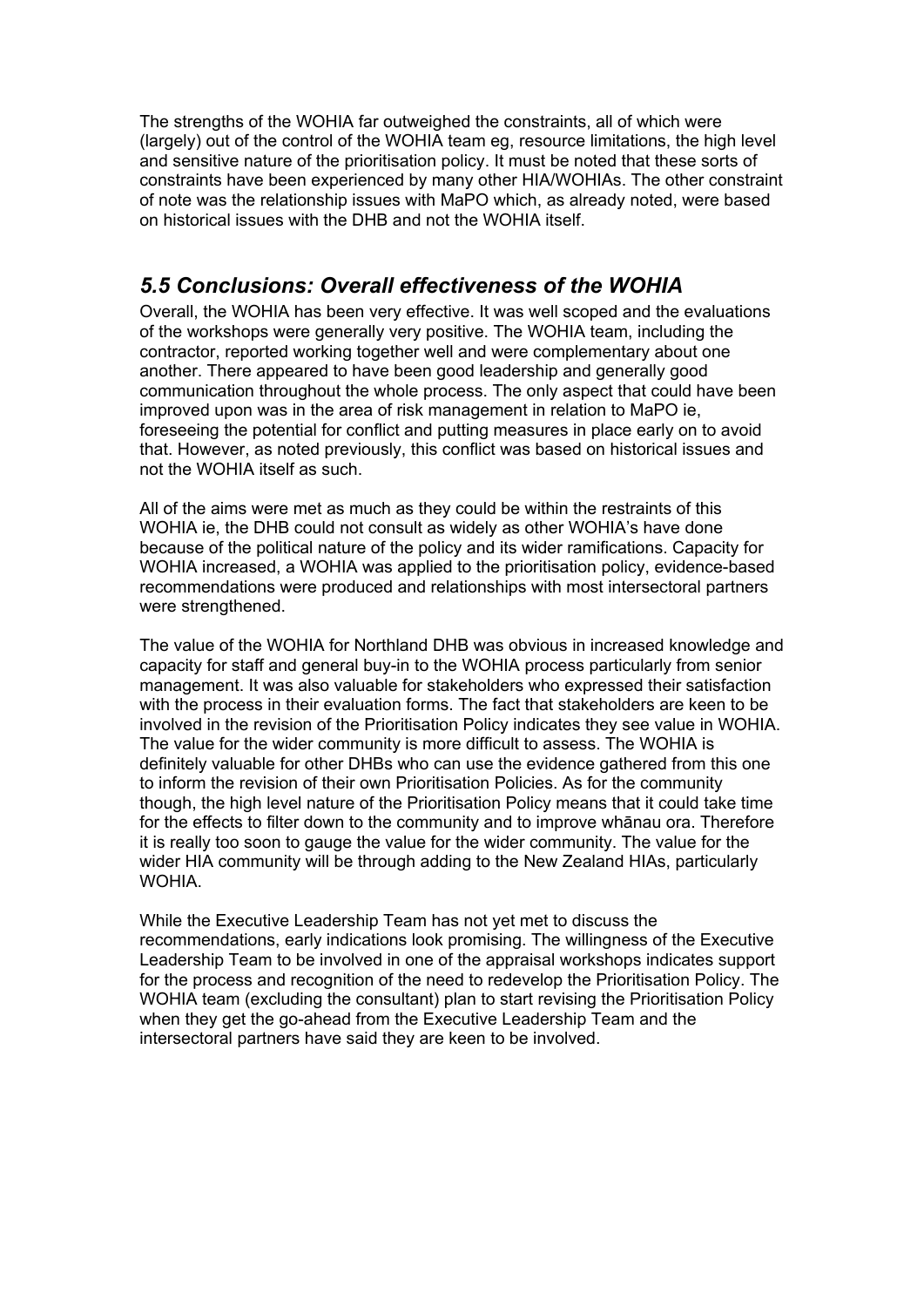The strengths of the WOHIA far outweighed the constraints, all of which were (largely) out of the control of the WOHIA team eg, resource limitations, the high level and sensitive nature of the prioritisation policy. It must be noted that these sorts of constraints have been experienced by many other HIA/WOHIAs. The other constraint of note was the relationship issues with MaPO which, as already noted, were based on historical issues with the DHB and not the WOHIA itself.

## *5.5 Conclusions: Overall effectiveness of the WOHIA*

Overall, the WOHIA has been very effective. It was well scoped and the evaluations of the workshops were generally very positive. The WOHIA team, including the contractor, reported working together well and were complementary about one another. There appeared to have been good leadership and generally good communication throughout the whole process. The only aspect that could have been improved upon was in the area of risk management in relation to MaPO ie, foreseeing the potential for conflict and putting measures in place early on to avoid that. However, as noted previously, this conflict was based on historical issues and not the WOHIA itself as such.

All of the aims were met as much as they could be within the restraints of this WOHIA ie, the DHB could not consult as widely as other WOHIA's have done because of the political nature of the policy and its wider ramifications. Capacity for WOHIA increased, a WOHIA was applied to the prioritisation policy, evidence-based recommendations were produced and relationships with most intersectoral partners were strengthened.

The value of the WOHIA for Northland DHB was obvious in increased knowledge and capacity for staff and general buy-in to the WOHIA process particularly from senior management. It was also valuable for stakeholders who expressed their satisfaction with the process in their evaluation forms. The fact that stakeholders are keen to be involved in the revision of the Prioritisation Policy indicates they see value in WOHIA. The value for the wider community is more difficult to assess. The WOHIA is definitely valuable for other DHBs who can use the evidence gathered from this one to inform the revision of their own Prioritisation Policies. As for the community though, the high level nature of the Prioritisation Policy means that it could take time for the effects to filter down to the community and to improve whānau ora. Therefore it is really too soon to gauge the value for the wider community. The value for the wider HIA community will be through adding to the New Zealand HIAs, particularly WOHIA.

While the Executive Leadership Team has not yet met to discuss the recommendations, early indications look promising. The willingness of the Executive Leadership Team to be involved in one of the appraisal workshops indicates support for the process and recognition of the need to redevelop the Prioritisation Policy. The WOHIA team (excluding the consultant) plan to start revising the Prioritisation Policy when they get the go-ahead from the Executive Leadership Team and the intersectoral partners have said they are keen to be involved.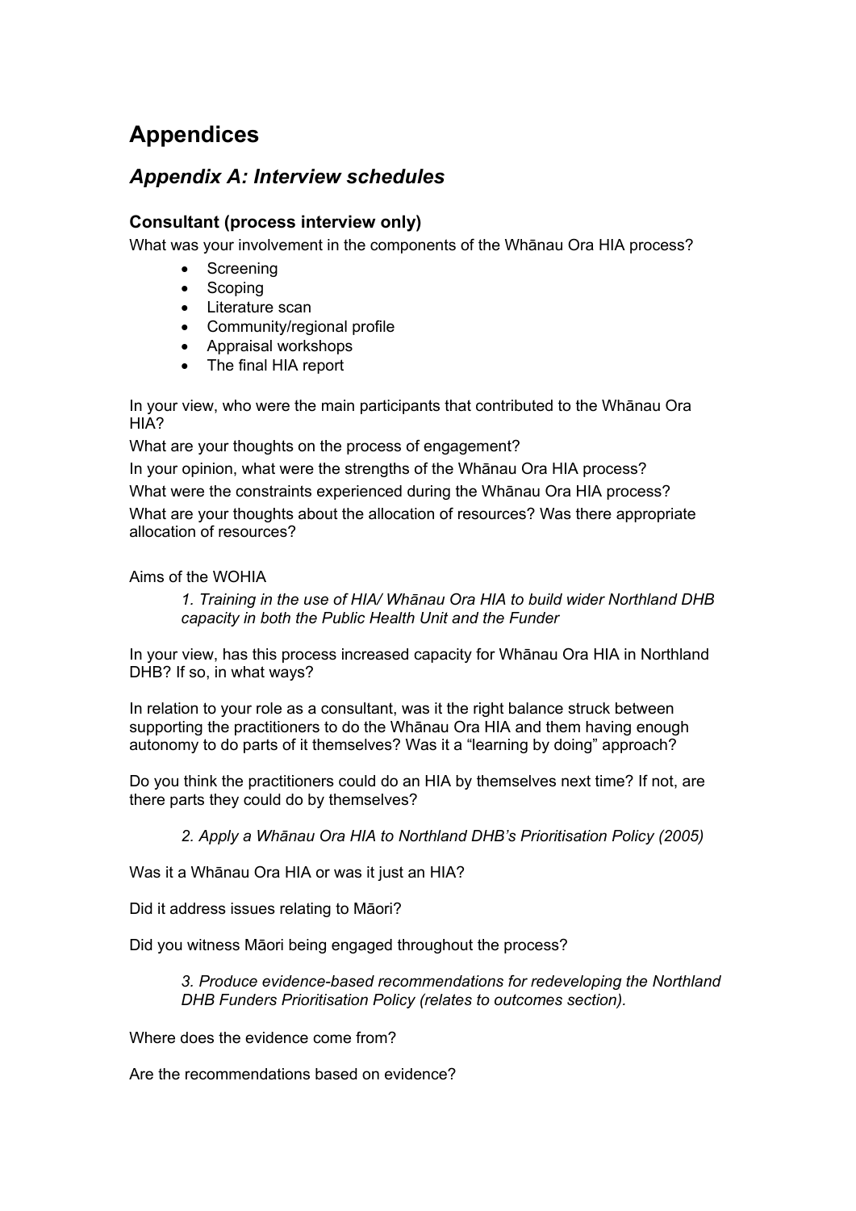# Appendices

## *Appendix A: Interview schedules*

### Consultant (process interview only)

What was your involvement in the components of the Whānau Ora HIA process?

- Screening
- Scoping
- Literature scan
- Community/regional profile
- Appraisal workshops
- The final HIA report

In your view, who were the main participants that contributed to the Whānau Ora HIA?

What are your thoughts on the process of engagement?

In your opinion, what were the strengths of the Whānau Ora HIA process?

What were the constraints experienced during the Whānau Ora HIA process?

What are your thoughts about the allocation of resources? Was there appropriate allocation of resources?

Aims of the WOHIA

> *1. Training in the use of HIA/ Whānau Ora HIA to build wider Northland DHB capacity in both the Public Health Unit and the Funder*

In your view, has this process increased capacity for Whānau Ora HIA in Northland DHB? If so, in what ways?

In relation to your role as a consultant, was it the right balance struck between supporting the practitioners to do the Whānau Ora HIA and them having enough autonomy to do parts of it themselves? Was it a "learning by doing" approach?

Do you think the practitioners could do an HIA by themselves next time? If not, are there parts they could do by themselves?

> *2. Apply a Whānau Ora HIA to Northland DHB's Prioritisation Policy (2005)*

Was it a Whānau Ora HIA or was it just an HIA?

Did it address issues relating to Māori?

Did you witness Māori being engaged throughout the process?

> *3. Produce evidence-based recommendations for redeveloping the Northland DHB Funders Prioritisation Policy (relates to outcomes section).*

Where does the evidence come from?

Are the recommendations based on evidence?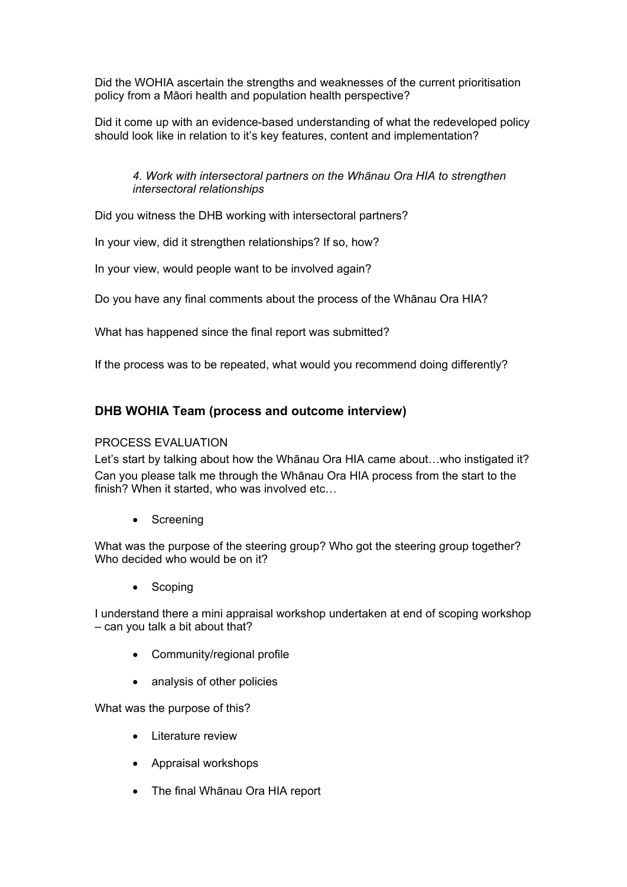Did the WOHIA ascertain the strengths and weaknesses of the current prioritisation policy from a Māori health and population health perspective?

Did it come up with an evidence-based understanding of what the redeveloped policy should look like in relation to it's key features, content and implementation?

*4. Work with intersectoral partners on the Whānau Ora HIA to strengthen intersectoral relationships*

Did you witness the DHB working with intersectoral partners?

In your view, did it strengthen relationships? If so, how?

In your view, would people want to be involved again?

Do you have any final comments about the process of the Whānau Ora HIA?

What has happened since the final report was submitted?

If the process was to be repeated, what would you recommend doing differently?

## DHB WOHIA Team (process and outcome interview)

PROCESS EVALUATION

Let's start by talking about how the Whānau Ora HIA came about…who instigated it?

Can you please talk me through the Whānau Ora HIA process from the start to the finish? When it started, who was involved etc…

- Screening

What was the purpose of the steering group? Who got the steering group together? Who decided who would be on it?

- Scoping

I understand there a mini appraisal workshop undertaken at end of scoping workshop – can you talk a bit about that?

- Community/regional profile
- analysis of other policies

What was the purpose of this?

- Literature review
- Appraisal workshops
- The final Whānau Ora HIA report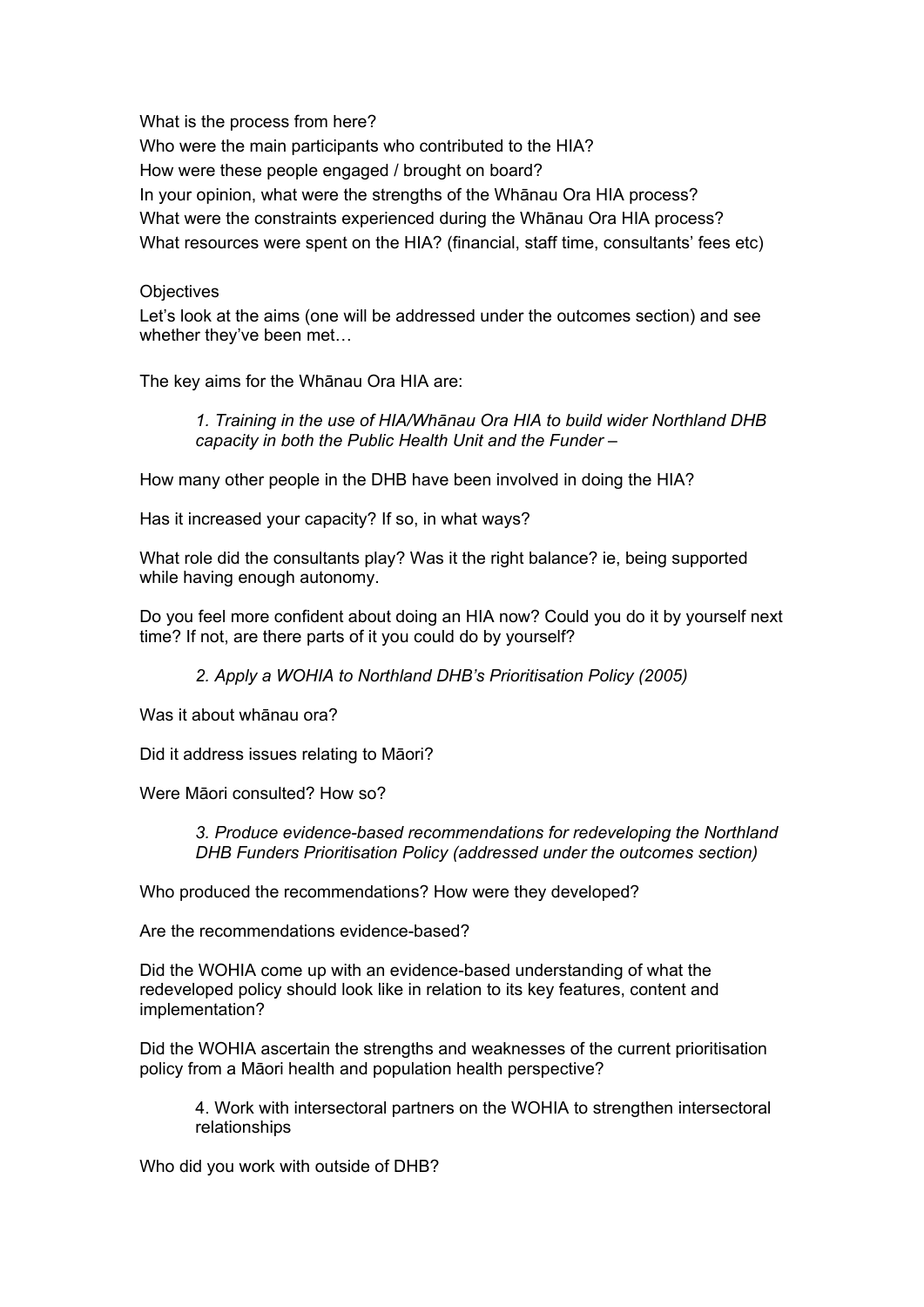What is the process from here?

Who were the main participants who contributed to the HIA?

How were these people engaged / brought on board?

In your opinion, what were the strengths of the Whānau Ora HIA process?

What were the constraints experienced during the Whānau Ora HIA process?

What resources were spent on the HIA? (financial, staff time, consultants' fees etc)

Objectives

Let's look at the aims (one will be addressed under the outcomes section) and see whether they've been met…

The key aims for the Whānau Ora HIA are:

> *1. Training in the use of HIA/Whānau Ora HIA to build wider Northland DHB capacity in both the Public Health Unit and the Funder –*

How many other people in the DHB have been involved in doing the HIA?

Has it increased your capacity? If so, in what ways?

What role did the consultants play? Was it the right balance? ie, being supported while having enough autonomy.

Do you feel more confident about doing an HIA now? Could you do it by yourself next time? If not, are there parts of it you could do by yourself?

> *2. Apply a WOHIA to Northland DHB's Prioritisation Policy (2005)*

Was it about whānau ora?

Did it address issues relating to Māori?

Were Māori consulted? How so?

> *3. Produce evidence-based recommendations for redeveloping the Northland DHB Funders Prioritisation Policy (addressed under the outcomes section)*

Who produced the recommendations? How were they developed?

Are the recommendations evidence-based?

Did the WOHIA come up with an evidence-based understanding of what the redeveloped policy should look like in relation to its key features, content and implementation?

Did the WOHIA ascertain the strengths and weaknesses of the current prioritisation policy from a Māori health and population health perspective?

> 4. Work with intersectoral partners on the WOHIA to strengthen intersectoral relationships

Who did you work with outside of DHB?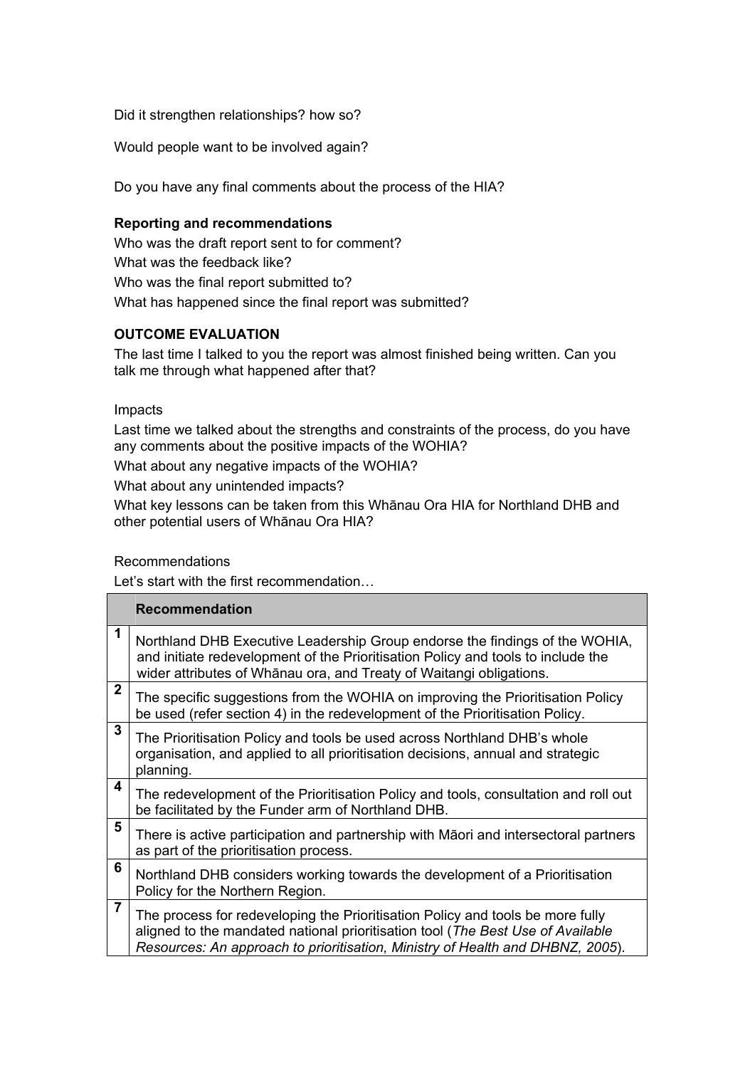Did it strengthen relationships? how so?

Would people want to be involved again?

Do you have any final comments about the process of the HIA?

**Reporting and recommendations**

Who was the draft report sent to for comment?

What was the feedback like?

Who was the final report submitted to?

What has happened since the final report was submitted?

**OUTCOME EVALUATION**

The last time I talked to you the report was almost finished being written. Can you talk me through what happened after that?

Impacts

Last time we talked about the strengths and constraints of the process, do you have any comments about the positive impacts of the WOHIA?

What about any negative impacts of the WOHIA?

What about any unintended impacts?

What key lessons can be taken from this Whānau Ora HIA for Northland DHB and other potential users of Whānau Ora HIA?

Recommendations

Let's start with the first recommendation…

| | **Recommendation** |
|---|---|
| **1** | Northland DHB Executive Leadership Group endorse the findings of the WOHIA, and initiate redevelopment of the Prioritisation Policy and tools to include the wider attributes of Whānau ora, and Treaty of Waitangi obligations. |
| **2** | The specific suggestions from the WOHIA on improving the Prioritisation Policy be used (refer section 4) in the redevelopment of the Prioritisation Policy. |
| **3** | The Prioritisation Policy and tools be used across Northland DHB's whole organisation, and applied to all prioritisation decisions, annual and strategic planning. |
| **4** | The redevelopment of the Prioritisation Policy and tools, consultation and roll out be facilitated by the Funder arm of Northland DHB. |
| **5** | There is active participation and partnership with Māori and intersectoral partners as part of the prioritisation process. |
| **6** | Northland DHB considers working towards the development of a Prioritisation Policy for the Northern Region. |
| **7** | The process for redeveloping the Prioritisation Policy and tools be more fully aligned to the mandated national prioritisation tool (*The Best Use of Available Resources: An approach to prioritisation, Ministry of Health and DHBNZ, 2005*). |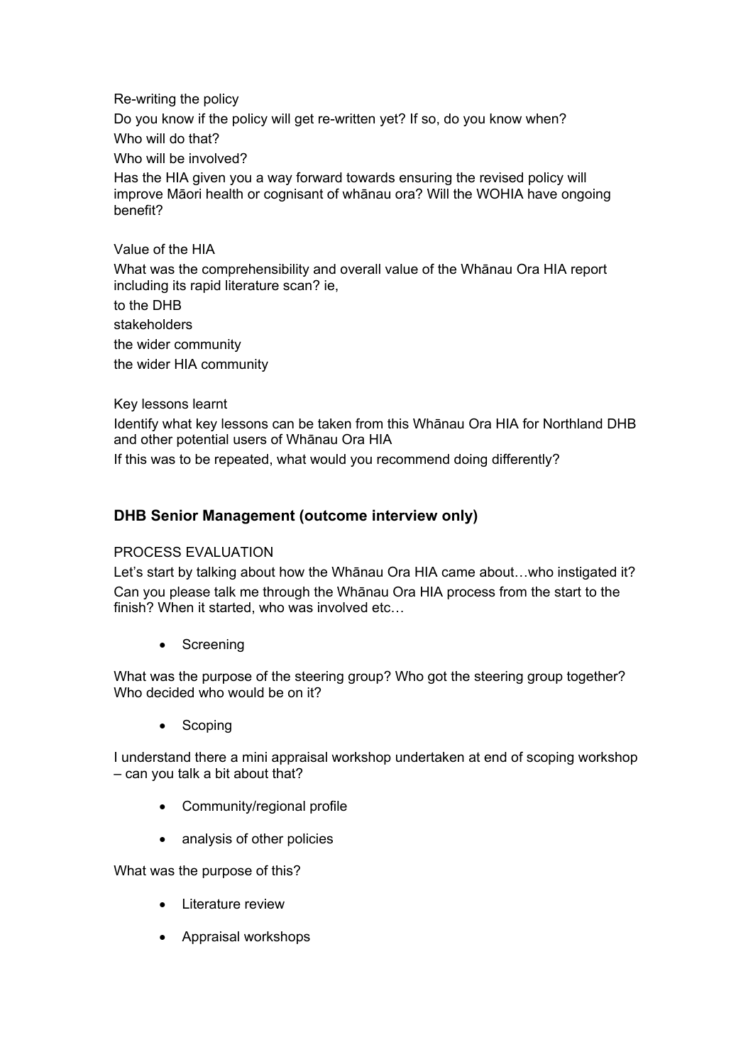Re-writing the policy

Do you know if the policy will get re-written yet? If so, do you know when?

Who will do that?

Who will be involved?

Has the HIA given you a way forward towards ensuring the revised policy will improve Māori health or cognisant of whānau ora? Will the WOHIA have ongoing benefit?

Value of the HIA

What was the comprehensibility and overall value of the Whānau Ora HIA report including its rapid literature scan? ie,

to the DHB

stakeholders

the wider community

the wider HIA community

Key lessons learnt

Identify what key lessons can be taken from this Whānau Ora HIA for Northland DHB and other potential users of Whānau Ora HIA

If this was to be repeated, what would you recommend doing differently?

### DHB Senior Management (outcome interview only)

PROCESS EVALUATION

Let's start by talking about how the Whānau Ora HIA came about…who instigated it?

Can you please talk me through the Whānau Ora HIA process from the start to the finish? When it started, who was involved etc…

- Screening

What was the purpose of the steering group? Who got the steering group together? Who decided who would be on it?

- Scoping

I understand there a mini appraisal workshop undertaken at end of scoping workshop – can you talk a bit about that?

- Community/regional profile
- analysis of other policies

What was the purpose of this?

- Literature review
- Appraisal workshops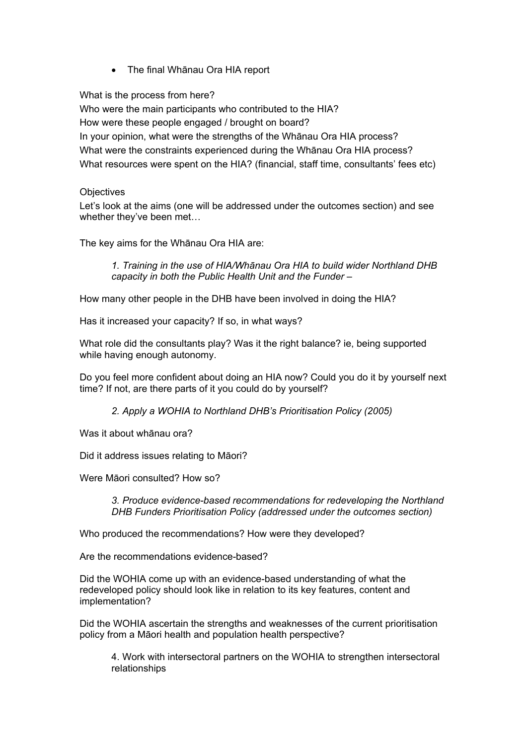- The final Whānau Ora HIA report

What is the process from here?
Who were the main participants who contributed to the HIA?
How were these people engaged / brought on board?
In your opinion, what were the strengths of the Whānau Ora HIA process?
What were the constraints experienced during the Whānau Ora HIA process?
What resources were spent on the HIA? (financial, staff time, consultants' fees etc)

Objectives

Let's look at the aims (one will be addressed under the outcomes section) and see whether they've been met…

The key aims for the Whānau Ora HIA are:

> *1. Training in the use of HIA/Whānau Ora HIA to build wider Northland DHB capacity in both the Public Health Unit and the Funder –*

How many other people in the DHB have been involved in doing the HIA?

Has it increased your capacity? If so, in what ways?

What role did the consultants play? Was it the right balance? ie, being supported while having enough autonomy.

Do you feel more confident about doing an HIA now? Could you do it by yourself next time? If not, are there parts of it you could do by yourself?

> *2. Apply a WOHIA to Northland DHB's Prioritisation Policy (2005)*

Was it about whānau ora?

Did it address issues relating to Māori?

Were Māori consulted? How so?

> *3. Produce evidence-based recommendations for redeveloping the Northland DHB Funders Prioritisation Policy (addressed under the outcomes section)*

Who produced the recommendations? How were they developed?

Are the recommendations evidence-based?

Did the WOHIA come up with an evidence-based understanding of what the redeveloped policy should look like in relation to its key features, content and implementation?

Did the WOHIA ascertain the strengths and weaknesses of the current prioritisation policy from a Māori health and population health perspective?

> 4. Work with intersectoral partners on the WOHIA to strengthen intersectoral relationships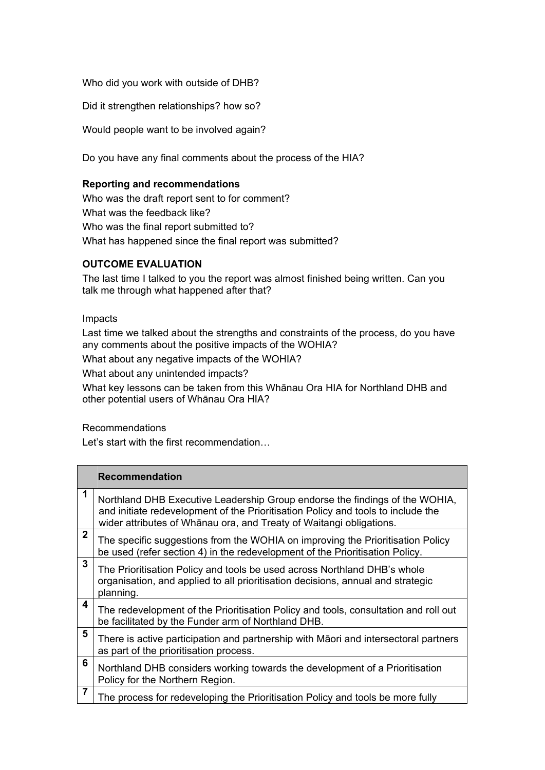Who did you work with outside of DHB?

Did it strengthen relationships? how so?

Would people want to be involved again?

Do you have any final comments about the process of the HIA?

**Reporting and recommendations**

Who was the draft report sent to for comment?

What was the feedback like?

Who was the final report submitted to?

What has happened since the final report was submitted?

**OUTCOME EVALUATION**

The last time I talked to you the report was almost finished being written. Can you talk me through what happened after that?

Impacts

Last time we talked about the strengths and constraints of the process, do you have any comments about the positive impacts of the WOHIA?

What about any negative impacts of the WOHIA?

What about any unintended impacts?

What key lessons can be taken from this Whānau Ora HIA for Northland DHB and other potential users of Whānau Ora HIA?

Recommendations

Let's start with the first recommendation…

| | **Recommendation** |
|---|---|
| **1** | Northland DHB Executive Leadership Group endorse the findings of the WOHIA, and initiate redevelopment of the Prioritisation Policy and tools to include the wider attributes of Whānau ora, and Treaty of Waitangi obligations. |
| **2** | The specific suggestions from the WOHIA on improving the Prioritisation Policy be used (refer section 4) in the redevelopment of the Prioritisation Policy. |
| **3** | The Prioritisation Policy and tools be used across Northland DHB's whole organisation, and applied to all prioritisation decisions, annual and strategic planning. |
| **4** | The redevelopment of the Prioritisation Policy and tools, consultation and roll out be facilitated by the Funder arm of Northland DHB. |
| **5** | There is active participation and partnership with Māori and intersectoral partners as part of the prioritisation process. |
| **6** | Northland DHB considers working towards the development of a Prioritisation Policy for the Northern Region. |
| **7** | The process for redeveloping the Prioritisation Policy and tools be more fully |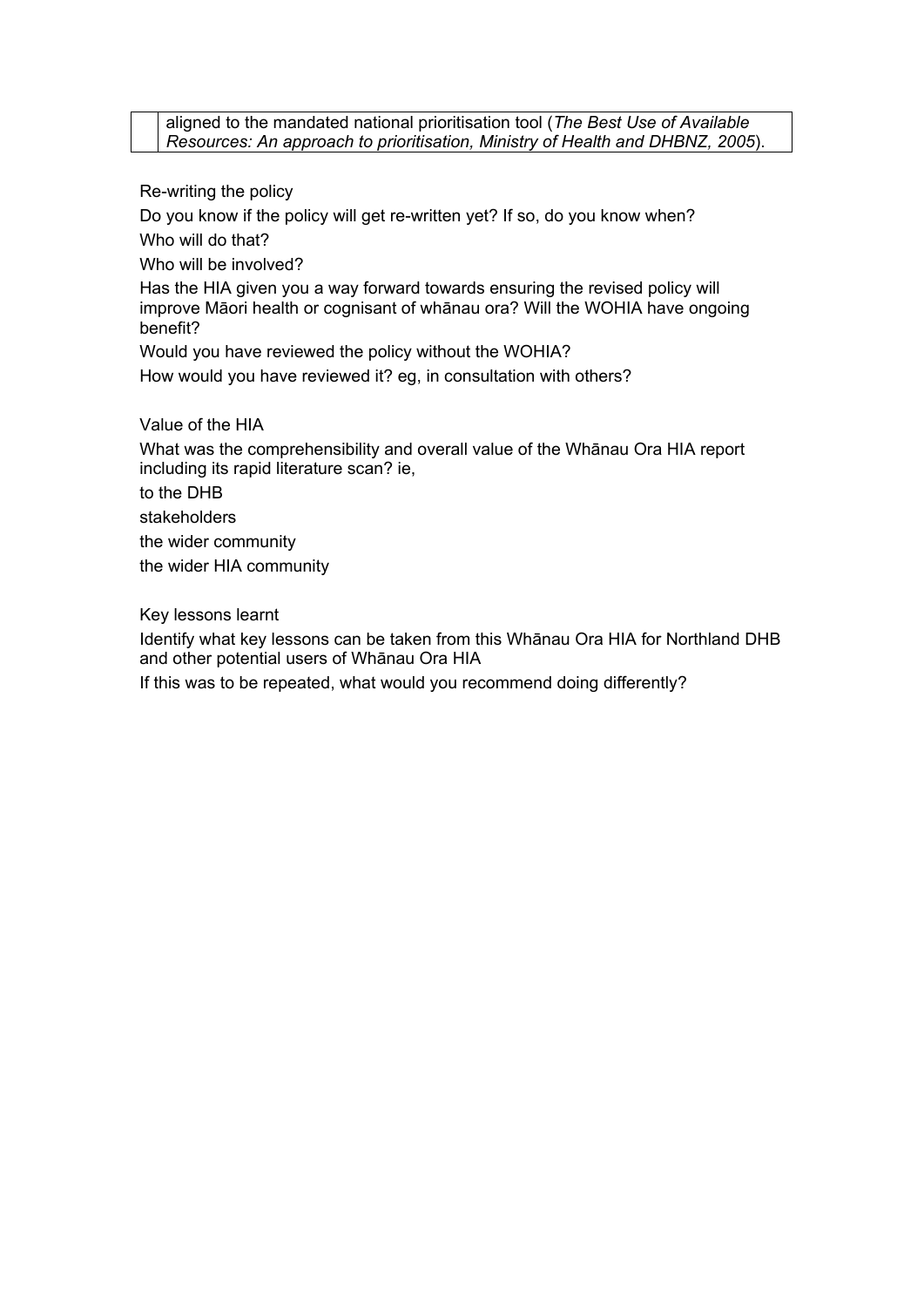| | aligned to the mandated national prioritisation tool (*The Best Use of Available Resources: An approach to prioritisation, Ministry of Health and DHBNZ, 2005*). |
|---|---|

Re-writing the policy

Do you know if the policy will get re-written yet? If so, do you know when?

Who will do that?

Who will be involved?

Has the HIA given you a way forward towards ensuring the revised policy will improve Māori health or cognisant of whānau ora? Will the WOHIA have ongoing benefit?

Would you have reviewed the policy without the WOHIA?

How would you have reviewed it? eg, in consultation with others?

Value of the HIA

What was the comprehensibility and overall value of the Whānau Ora HIA report including its rapid literature scan? ie,

to the DHB

stakeholders

the wider community

the wider HIA community

Key lessons learnt

Identify what key lessons can be taken from this Whānau Ora HIA for Northland DHB and other potential users of Whānau Ora HIA

If this was to be repeated, what would you recommend doing differently?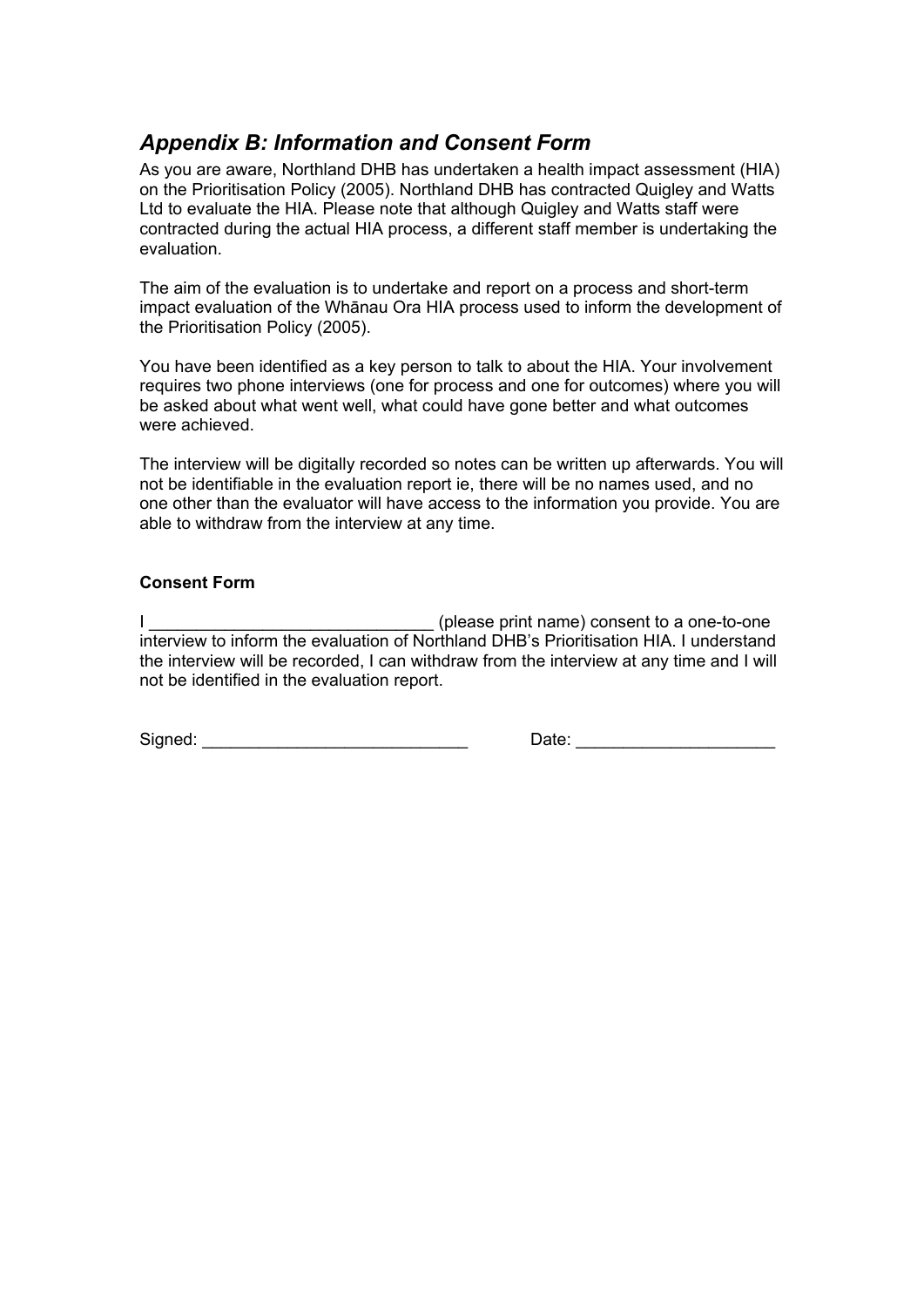## *Appendix B: Information and Consent Form*

As you are aware, Northland DHB has undertaken a health impact assessment (HIA) on the Prioritisation Policy (2005). Northland DHB has contracted Quigley and Watts Ltd to evaluate the HIA. Please note that although Quigley and Watts staff were contracted during the actual HIA process, a different staff member is undertaking the evaluation.

The aim of the evaluation is to undertake and report on a process and short-term impact evaluation of the Whānau Ora HIA process used to inform the development of the Prioritisation Policy (2005).

You have been identified as a key person to talk to about the HIA. Your involvement requires two phone interviews (one for process and one for outcomes) where you will be asked about what went well, what could have gone better and what outcomes were achieved.

The interview will be digitally recorded so notes can be written up afterwards. You will not be identifiable in the evaluation report ie, there will be no names used, and no one other than the evaluator will have access to the information you provide. You are able to withdraw from the interview at any time.

**Consent Form**

I ______________________________ (please print name) consent to a one-to-one interview to inform the evaluation of Northland DHB's Prioritisation HIA. I understand the interview will be recorded, I can withdraw from the interview at any time and I will not be identified in the evaluation report.

Signed: ____________________________ Date: _____________________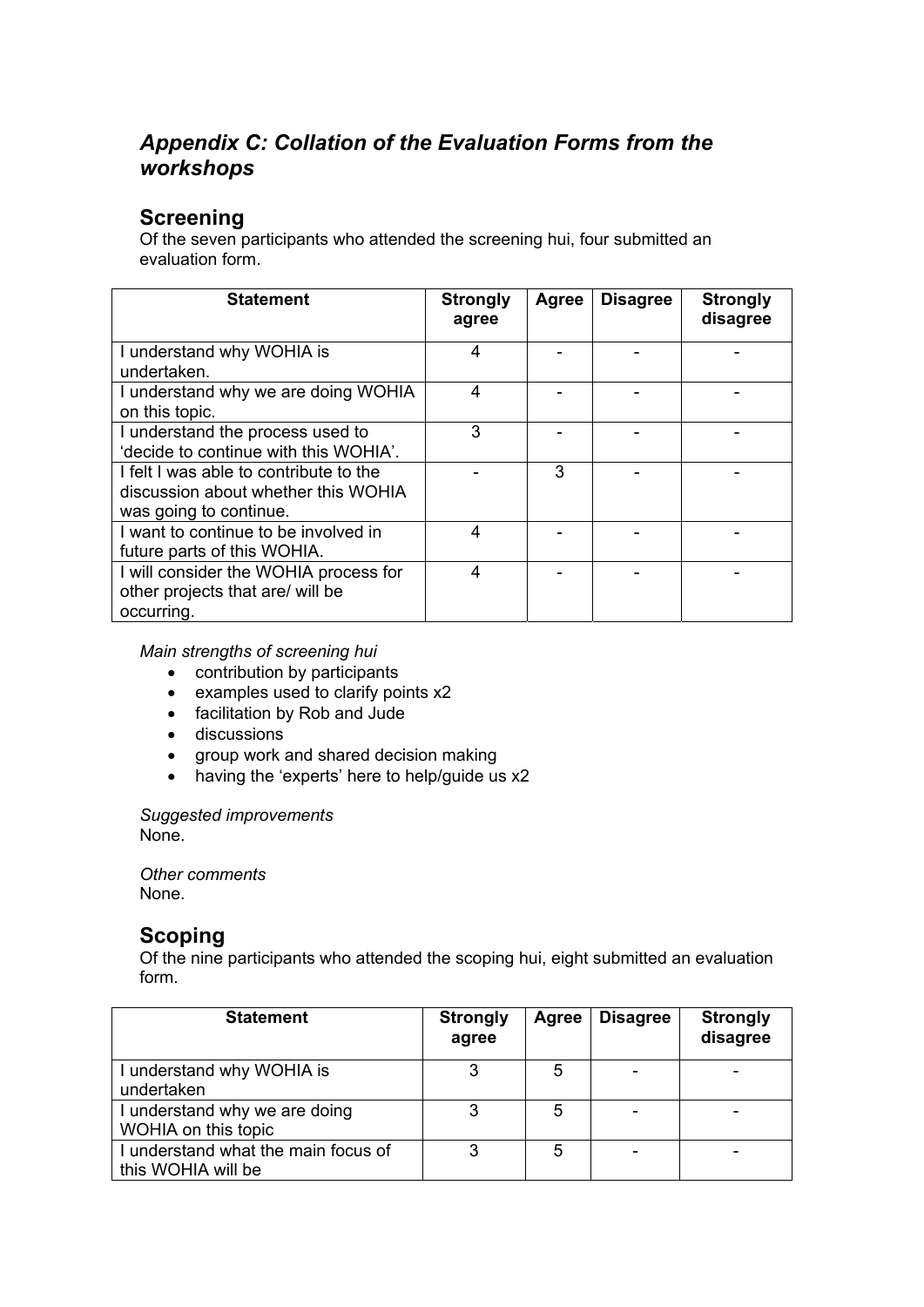## *Appendix C: Collation of the Evaluation Forms from the workshops*

### Screening

Of the seven participants who attended the screening hui, four submitted an evaluation form.

| Statement | Strongly agree | Agree | Disagree | Strongly disagree |
|---|---|---|---|---|
| I understand why WOHIA is undertaken. | 4 | - | - | - |
| I understand why we are doing WOHIA on this topic. | 4 | - | - | - |
| I understand the process used to 'decide to continue with this WOHIA'. | 3 | - | - | - |
| I felt I was able to contribute to the discussion about whether this WOHIA was going to continue. | - | 3 | - | - |
| I want to continue to be involved in future parts of this WOHIA. | 4 | - | - | - |
| I will consider the WOHIA process for other projects that are/ will be occurring. | 4 | - | - | - |

*Main strengths of screening hui*

- contribution by participants
- examples used to clarify points x2
- facilitation by Rob and Jude
- discussions
- group work and shared decision making
- having the 'experts' here to help/guide us x2

*Suggested improvements*
None.

*Other comments*
None.

### Scoping

Of the nine participants who attended the scoping hui, eight submitted an evaluation form.

| Statement | Strongly agree | Agree | Disagree | Strongly disagree |
|---|---|---|---|---|
| I understand why WOHIA is undertaken | 3 | 5 | - | - |
| I understand why we are doing WOHIA on this topic | 3 | 5 | - | - |
| I understand what the main focus of this WOHIA will be | 3 | 5 | - | - |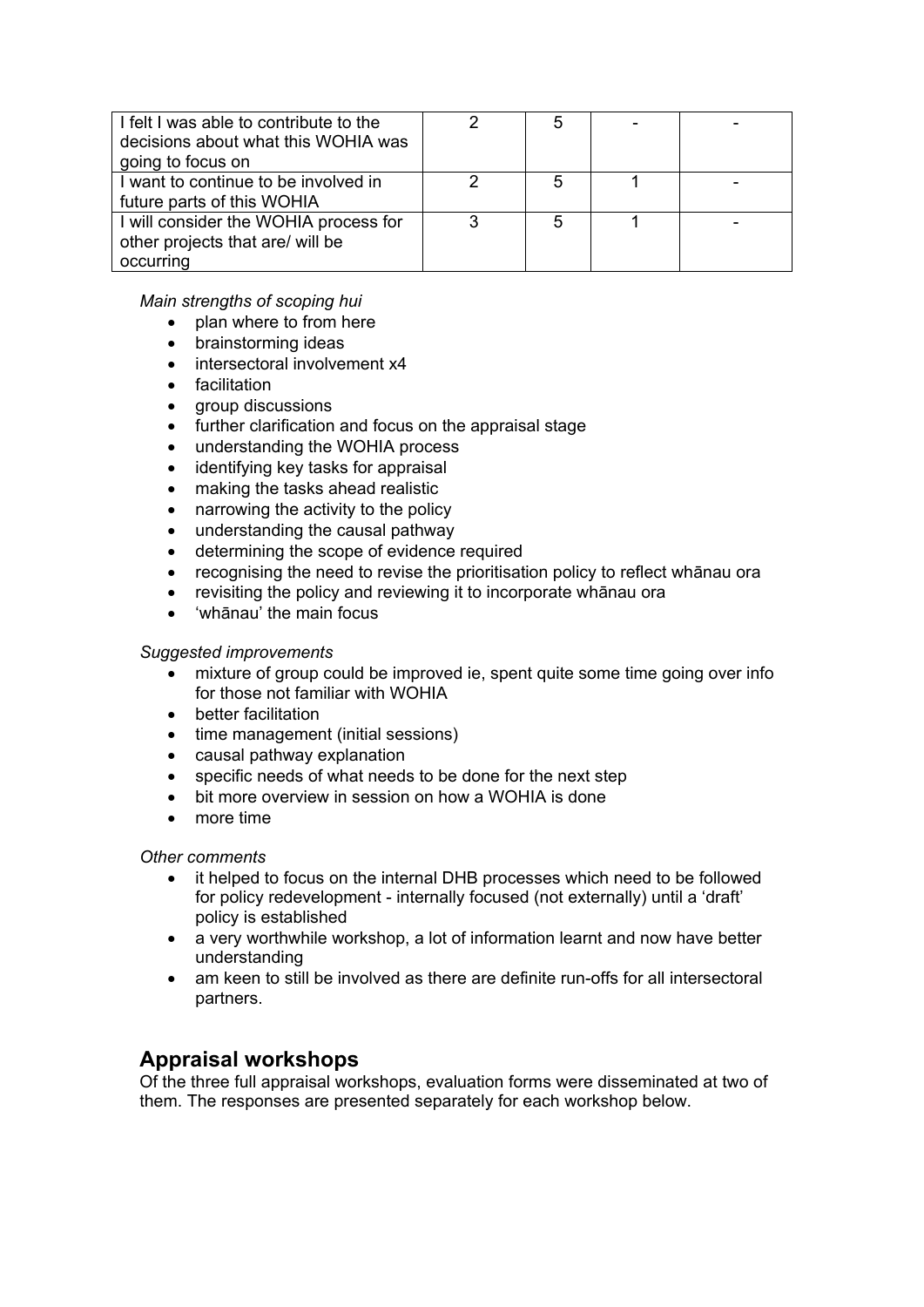| | | | | |
|---|---|---|---|---|
| I felt I was able to contribute to the decisions about what this WOHIA was going to focus on | 2 | 5 | - | - |
| I want to continue to be involved in future parts of this WOHIA | 2 | 5 | 1 | - |
| I will consider the WOHIA process for other projects that are/ will be occurring | 3 | 5 | 1 | - |

*Main strengths of scoping hui*

- plan where to from here
- brainstorming ideas
- intersectoral involvement x4
- facilitation
- group discussions
- further clarification and focus on the appraisal stage
- understanding the WOHIA process
- identifying key tasks for appraisal
- making the tasks ahead realistic
- narrowing the activity to the policy
- understanding the causal pathway
- determining the scope of evidence required
- recognising the need to revise the prioritisation policy to reflect whānau ora
- revisiting the policy and reviewing it to incorporate whānau ora
- 'whānau' the main focus

*Suggested improvements*

- mixture of group could be improved ie, spent quite some time going over info for those not familiar with WOHIA
- better facilitation
- time management (initial sessions)
- causal pathway explanation
- specific needs of what needs to be done for the next step
- bit more overview in session on how a WOHIA is done
- more time

*Other comments*

- it helped to focus on the internal DHB processes which need to be followed for policy redevelopment - internally focused (not externally) until a 'draft' policy is established
- a very worthwhile workshop, a lot of information learnt and now have better understanding
- am keen to still be involved as there are definite run-offs for all intersectoral partners.

## Appraisal workshops

Of the three full appraisal workshops, evaluation forms were disseminated at two of them. The responses are presented separately for each workshop below.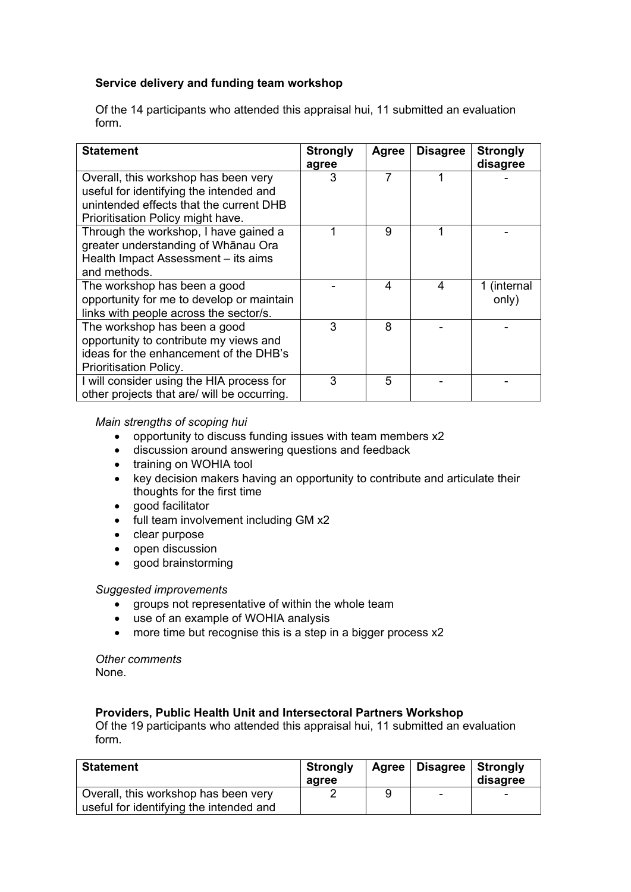**Service delivery and funding team workshop**

Of the 14 participants who attended this appraisal hui, 11 submitted an evaluation form.

| Statement | Strongly agree | Agree | Disagree | Strongly disagree |
|---|---|---|---|---|
| Overall, this workshop has been very useful for identifying the intended and unintended effects that the current DHB Prioritisation Policy might have. | 3 | 7 | 1 | - |
| Through the workshop, I have gained a greater understanding of Whānau Ora Health Impact Assessment – its aims and methods. | 1 | 9 | 1 | - |
| The workshop has been a good opportunity for me to develop or maintain links with people across the sector/s. | - | 4 | 4 | 1 (internal only) |
| The workshop has been a good opportunity to contribute my views and ideas for the enhancement of the DHB's Prioritisation Policy. | 3 | 8 | - | - |
| I will consider using the HIA process for other projects that are/ will be occurring. | 3 | 5 | - | - |

*Main strengths of scoping hui*

- opportunity to discuss funding issues with team members x2
- discussion around answering questions and feedback
- training on WOHIA tool
- key decision makers having an opportunity to contribute and articulate their thoughts for the first time
- good facilitator
- full team involvement including GM x2
- clear purpose
- open discussion
- good brainstorming

*Suggested improvements*

- groups not representative of within the whole team
- use of an example of WOHIA analysis
- more time but recognise this is a step in a bigger process x2

*Other comments*

None.

**Providers, Public Health Unit and Intersectoral Partners Workshop**

Of the 19 participants who attended this appraisal hui, 11 submitted an evaluation form.

| Statement | Strongly agree | Agree | Disagree | Strongly disagree |
|---|---|---|---|---|
| Overall, this workshop has been very useful for identifying the intended and | 2 | 9 | - | - |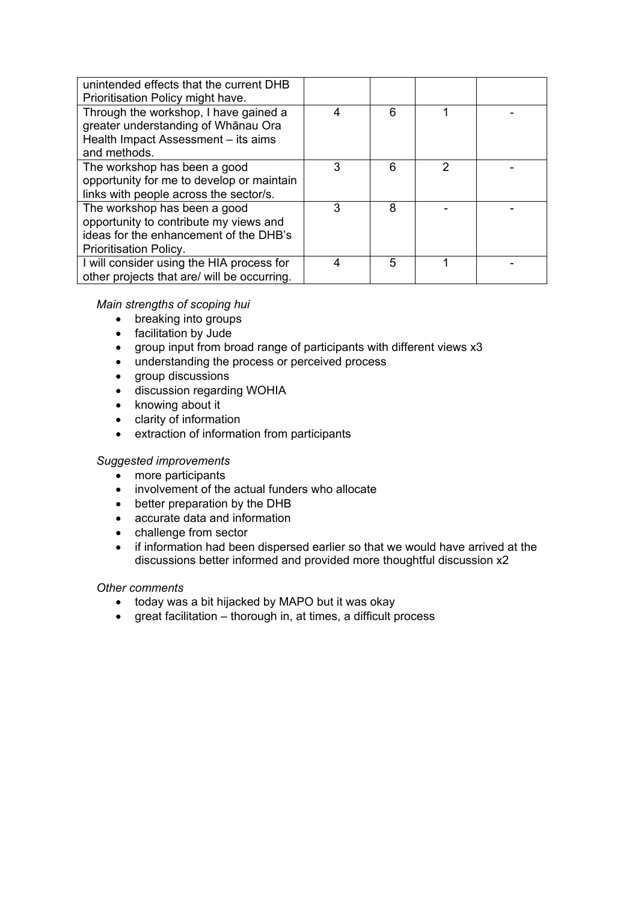| | | | | |
|---|---|---|---|---|
| unintended effects that the current DHB Prioritisation Policy might have. | | | | |
| Through the workshop, I have gained a greater understanding of Whānau Ora Health Impact Assessment – its aims and methods. | 4 | 6 | 1 | - |
| The workshop has been a good opportunity for me to develop or maintain links with people across the sector/s. | 3 | 6 | 2 | - |
| The workshop has been a good opportunity to contribute my views and ideas for the enhancement of the DHB's Prioritisation Policy. | 3 | 8 | - | - |
| I will consider using the HIA process for other projects that are/ will be occurring. | 4 | 5 | 1 | - |

*Main strengths of scoping hui*

- breaking into groups
- facilitation by Jude
- group input from broad range of participants with different views x3
- understanding the process or perceived process
- group discussions
- discussion regarding WOHIA
- knowing about it
- clarity of information
- extraction of information from participants

*Suggested improvements*

- more participants
- involvement of the actual funders who allocate
- better preparation by the DHB
- accurate data and information
- challenge from sector
- if information had been dispersed earlier so that we would have arrived at the discussions better informed and provided more thoughtful discussion x2

*Other comments*

- today was a bit hijacked by MAPO but it was okay
- great facilitation – thorough in, at times, a difficult process